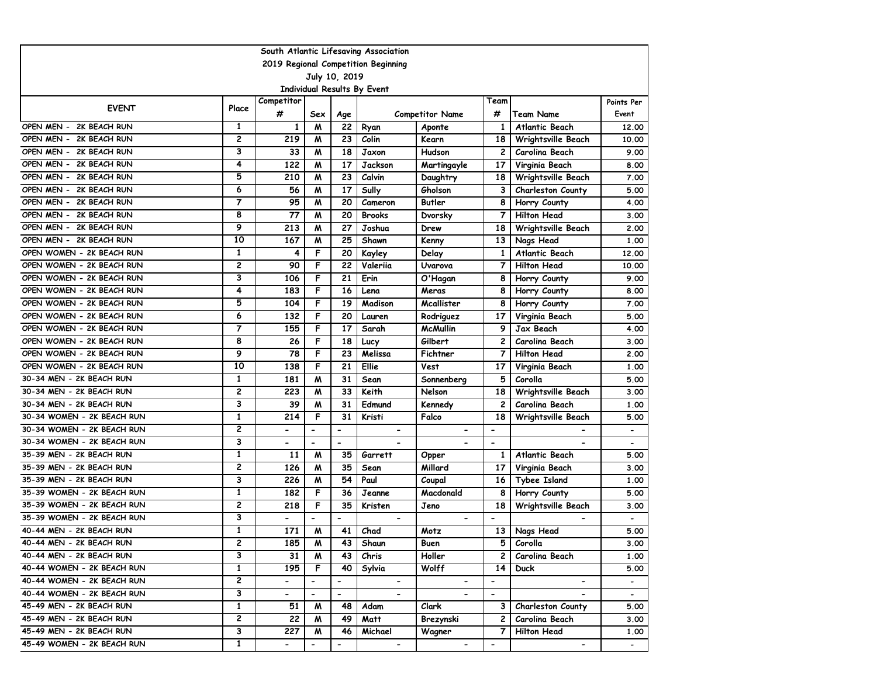South Atlantic Lifesaving Association

2019 Regional Competition Beginning

July 10, 2019

Individual Results By Event

| EVENT | Place | Competitor # | Sex | Age | Competitor Name | | Team # | Team Name | Points Per Event |
|---|---|---|---|---|---|---|---|---|---|
| OPEN MEN - 2K BEACH RUN | 1 | 1 | M | 22 | Ryan | Aponte | 1 | Atlantic Beach | 12.00 |
| OPEN MEN - 2K BEACH RUN | 2 | 219 | M | 23 | Colin | Kearn | 18 | Wrightsville Beach | 10.00 |
| OPEN MEN - 2K BEACH RUN | 3 | 33 | M | 18 | Jaxon | Hudson | 2 | Carolina Beach | 9.00 |
| OPEN MEN - 2K BEACH RUN | 4 | 122 | M | 17 | Jackson | Martingayle | 17 | Virginia Beach | 8.00 |
| OPEN MEN - 2K BEACH RUN | 5 | 210 | M | 23 | Calvin | Daughtry | 18 | Wrightsville Beach | 7.00 |
| OPEN MEN - 2K BEACH RUN | 6 | 56 | M | 17 | Sully | Gholson | 3 | Charleston County | 5.00 |
| OPEN MEN - 2K BEACH RUN | 7 | 95 | M | 20 | Cameron | Butler | 8 | Horry County | 4.00 |
| OPEN MEN - 2K BEACH RUN | 8 | 77 | M | 20 | Brooks | Dvorsky | 7 | Hilton Head | 3.00 |
| OPEN MEN - 2K BEACH RUN | 9 | 213 | M | 27 | Joshua | Drew | 18 | Wrightsville Beach | 2.00 |
| OPEN MEN - 2K BEACH RUN | 10 | 167 | M | 25 | Shawn | Kenny | 13 | Nags Head | 1.00 |
| OPEN WOMEN - 2K BEACH RUN | 1 | 4 | F | 20 | Kayley | Delay | 1 | Atlantic Beach | 12.00 |
| OPEN WOMEN - 2K BEACH RUN | 2 | 90 | F | 22 | Valeriia | Uvarova | 7 | Hilton Head | 10.00 |
| OPEN WOMEN - 2K BEACH RUN | 3 | 106 | F | 21 | Erin | O'Hagan | 8 | Horry County | 9.00 |
| OPEN WOMEN - 2K BEACH RUN | 4 | 183 | F | 16 | Lena | Meras | 8 | Horry County | 8.00 |
| OPEN WOMEN - 2K BEACH RUN | 5 | 104 | F | 19 | Madison | Mcallister | 8 | Horry County | 7.00 |
| OPEN WOMEN - 2K BEACH RUN | 6 | 132 | F | 20 | Lauren | Rodriguez | 17 | Virginia Beach | 5.00 |
| OPEN WOMEN - 2K BEACH RUN | 7 | 155 | F | 17 | Sarah | McMullin | 9 | Jax Beach | 4.00 |
| OPEN WOMEN - 2K BEACH RUN | 8 | 26 | F | 18 | Lucy | Gilbert | 2 | Carolina Beach | 3.00 |
| OPEN WOMEN - 2K BEACH RUN | 9 | 78 | F | 23 | Melissa | Fichtner | 7 | Hilton Head | 2.00 |
| OPEN WOMEN - 2K BEACH RUN | 10 | 138 | F | 21 | Ellie | Vest | 17 | Virginia Beach | 1.00 |
| 30-34 MEN - 2K BEACH RUN | 1 | 181 | M | 31 | Sean | Sonnenberg | 5 | Corolla | 5.00 |
| 30-34 MEN - 2K BEACH RUN | 2 | 223 | M | 33 | Keith | Nelson | 18 | Wrightsville Beach | 3.00 |
| 30-34 MEN - 2K BEACH RUN | 3 | 39 | M | 31 | Edmund | Kennedy | 2 | Carolina Beach | 1.00 |
| 30-34 WOMEN - 2K BEACH RUN | 1 | 214 | F | 31 | Kristi | Falco | 18 | Wrightsville Beach | 5.00 |
| 30-34 WOMEN - 2K BEACH RUN | 2 | - | - | - | - | - | - | - | - |
| 30-34 WOMEN - 2K BEACH RUN | 3 | - | - | - | - | - | - | - | - |
| 35-39 MEN - 2K BEACH RUN | 1 | 11 | M | 35 | Garrett | Opper | 1 | Atlantic Beach | 5.00 |
| 35-39 MEN - 2K BEACH RUN | 2 | 126 | M | 35 | Sean | Millard | 17 | Virginia Beach | 3.00 |
| 35-39 MEN - 2K BEACH RUN | 3 | 226 | M | 54 | Paul | Coupal | 16 | Tybee Island | 1.00 |
| 35-39 WOMEN - 2K BEACH RUN | 1 | 182 | F | 36 | Jeanne | Macdonald | 8 | Horry County | 5.00 |
| 35-39 WOMEN - 2K BEACH RUN | 2 | 218 | F | 35 | Kristen | Jeno | 18 | Wrightsville Beach | 3.00 |
| 35-39 WOMEN - 2K BEACH RUN | 3 | - | - | - | - | - | - | - | - |
| 40-44 MEN - 2K BEACH RUN | 1 | 171 | M | 41 | Chad | Motz | 13 | Nags Head | 5.00 |
| 40-44 MEN - 2K BEACH RUN | 2 | 185 | M | 43 | Shaun | Buen | 5 | Corolla | 3.00 |
| 40-44 MEN - 2K BEACH RUN | 3 | 31 | M | 43 | Chris | Holler | 2 | Carolina Beach | 1.00 |
| 40-44 WOMEN - 2K BEACH RUN | 1 | 195 | F | 40 | Sylvia | Wolff | 14 | Duck | 5.00 |
| 40-44 WOMEN - 2K BEACH RUN | 2 | - | - | - | - | - | - | - | - |
| 40-44 WOMEN - 2K BEACH RUN | 3 | - | - | - | - | - | - | - | - |
| 45-49 MEN - 2K BEACH RUN | 1 | 51 | M | 48 | Adam | Clark | 3 | Charleston County | 5.00 |
| 45-49 MEN - 2K BEACH RUN | 2 | 22 | M | 49 | Matt | Brezynski | 2 | Carolina Beach | 3.00 |
| 45-49 MEN - 2K BEACH RUN | 3 | 227 | M | 46 | Michael | Wagner | 7 | Hilton Head | 1.00 |
| 45-49 WOMEN - 2K BEACH RUN | 1 | - | - | - | - | - | - | - | - |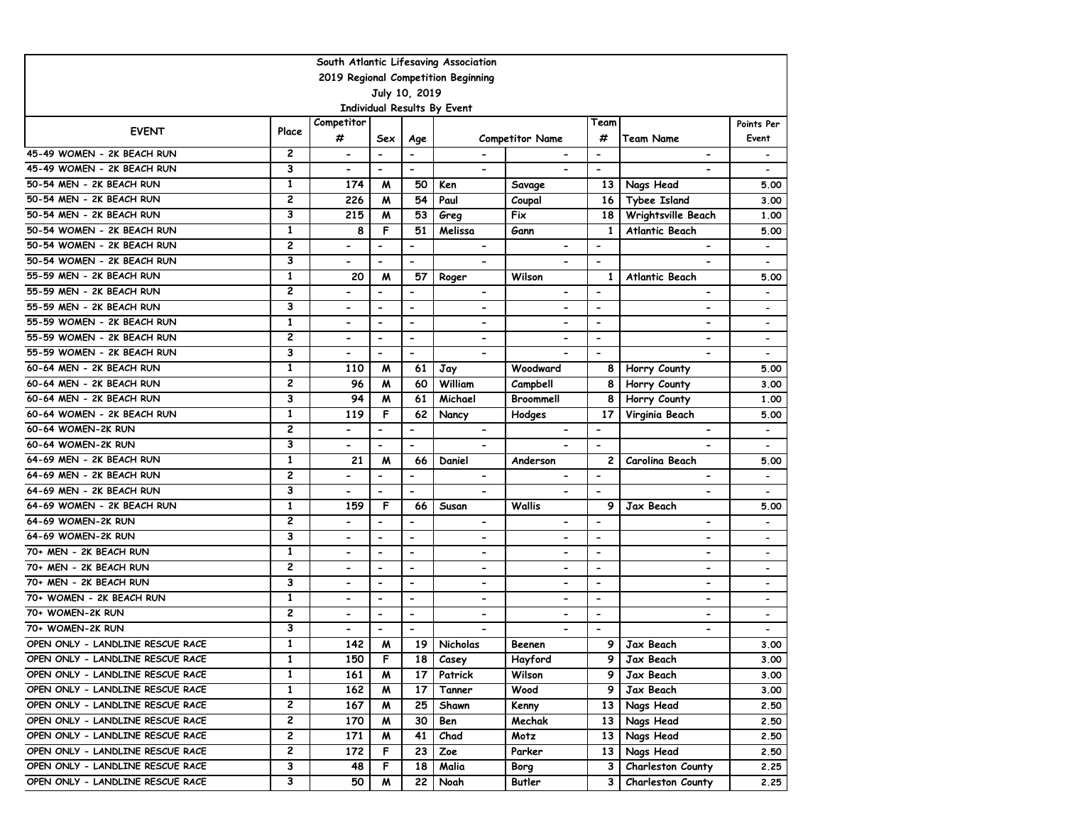South Atlantic Lifesaving Association

2019 Regional Competition Beginning

July 10, 2019

Individual Results By Event

| EVENT | Place | Competitor # | Sex | Age | Competitor Name | | Team # | Team Name | Points Per Event |
|---|---|---|---|---|---|---|---|---|---|
| 45-49 WOMEN - 2K BEACH RUN | 2 | - | - | - | - | - | - | - | - |
| 45-49 WOMEN - 2K BEACH RUN | 3 | - | - | - | - | - | - | - | - |
| 50-54 MEN - 2K BEACH RUN | 1 | 174 | M | 50 | Ken | Savage | 13 | Nags Head | 5.00 |
| 50-54 MEN - 2K BEACH RUN | 2 | 226 | M | 54 | Paul | Coupal | 16 | Tybee Island | 3.00 |
| 50-54 MEN - 2K BEACH RUN | 3 | 215 | M | 53 | Greg | Fix | 18 | Wrightsville Beach | 1.00 |
| 50-54 WOMEN - 2K BEACH RUN | 1 | 8 | F | 51 | Melissa | Gann | 1 | Atlantic Beach | 5.00 |
| 50-54 WOMEN - 2K BEACH RUN | 2 | - | - | - | - | - | - | - | - |
| 50-54 WOMEN - 2K BEACH RUN | 3 | - | - | - | - | - | - | - | - |
| 55-59 MEN - 2K BEACH RUN | 1 | 20 | M | 57 | Roger | Wilson | 1 | Atlantic Beach | 5.00 |
| 55-59 MEN - 2K BEACH RUN | 2 | - | - | - | - | - | - | - | - |
| 55-59 MEN - 2K BEACH RUN | 3 | - | - | - | - | - | - | - | - |
| 55-59 WOMEN - 2K BEACH RUN | 1 | - | - | - | - | - | - | - | - |
| 55-59 WOMEN - 2K BEACH RUN | 2 | - | - | - | - | - | - | - | - |
| 55-59 WOMEN - 2K BEACH RUN | 3 | - | - | - | - | - | - | - | - |
| 60-64 MEN - 2K BEACH RUN | 1 | 110 | M | 61 | Jay | Woodward | 8 | Horry County | 5.00 |
| 60-64 MEN - 2K BEACH RUN | 2 | 96 | M | 60 | William | Campbell | 8 | Horry County | 3.00 |
| 60-64 MEN - 2K BEACH RUN | 3 | 94 | M | 61 | Michael | Broommell | 8 | Horry County | 1.00 |
| 60-64 WOMEN - 2K BEACH RUN | 1 | 119 | F | 62 | Nancy | Hodges | 17 | Virginia Beach | 5.00 |
| 60-64 WOMEN-2K RUN | 2 | - | - | - | - | - | - | - | - |
| 60-64 WOMEN-2K RUN | 3 | - | - | - | - | - | - | - | - |
| 64-69 MEN - 2K BEACH RUN | 1 | 21 | M | 66 | Daniel | Anderson | 2 | Carolina Beach | 5.00 |
| 64-69 MEN - 2K BEACH RUN | 2 | - | - | - | - | - | - | - | - |
| 64-69 MEN - 2K BEACH RUN | 3 | - | - | - | - | - | - | - | - |
| 64-69 WOMEN - 2K BEACH RUN | 1 | 159 | F | 66 | Susan | Wallis | 9 | Jax Beach | 5.00 |
| 64-69 WOMEN-2K RUN | 2 | - | - | - | - | - | - | - | - |
| 64-69 WOMEN-2K RUN | 3 | - | - | - | - | - | - | - | - |
| 70+ MEN - 2K BEACH RUN | 1 | - | - | - | - | - | - | - | - |
| 70+ MEN - 2K BEACH RUN | 2 | - | - | - | - | - | - | - | - |
| 70+ MEN - 2K BEACH RUN | 3 | - | - | - | - | - | - | - | - |
| 70+ WOMEN - 2K BEACH RUN | 1 | - | - | - | - | - | - | - | - |
| 70+ WOMEN-2K RUN | 2 | - | - | - | - | - | - | - | - |
| 70+ WOMEN-2K RUN | 3 | - | - | - | - | - | - | - | - |
| OPEN ONLY - LANDLINE RESCUE RACE | 1 | 142 | M | 19 | Nicholas | Beenen | 9 | Jax Beach | 3.00 |
| OPEN ONLY - LANDLINE RESCUE RACE | 1 | 150 | F | 18 | Casey | Hayford | 9 | Jax Beach | 3.00 |
| OPEN ONLY - LANDLINE RESCUE RACE | 1 | 161 | M | 17 | Patrick | Wilson | 9 | Jax Beach | 3.00 |
| OPEN ONLY - LANDLINE RESCUE RACE | 1 | 162 | M | 17 | Tanner | Wood | 9 | Jax Beach | 3.00 |
| OPEN ONLY - LANDLINE RESCUE RACE | 2 | 167 | M | 25 | Shawn | Kenny | 13 | Nags Head | 2.50 |
| OPEN ONLY - LANDLINE RESCUE RACE | 2 | 170 | M | 30 | Ben | Mechak | 13 | Nags Head | 2.50 |
| OPEN ONLY - LANDLINE RESCUE RACE | 2 | 171 | M | 41 | Chad | Motz | 13 | Nags Head | 2.50 |
| OPEN ONLY - LANDLINE RESCUE RACE | 2 | 172 | F | 23 | Zoe | Parker | 13 | Nags Head | 2.50 |
| OPEN ONLY - LANDLINE RESCUE RACE | 3 | 48 | F | 18 | Malia | Borg | 3 | Charleston County | 2.25 |
| OPEN ONLY - LANDLINE RESCUE RACE | 3 | 50 | M | 22 | Noah | Butler | 3 | Charleston County | 2.25 |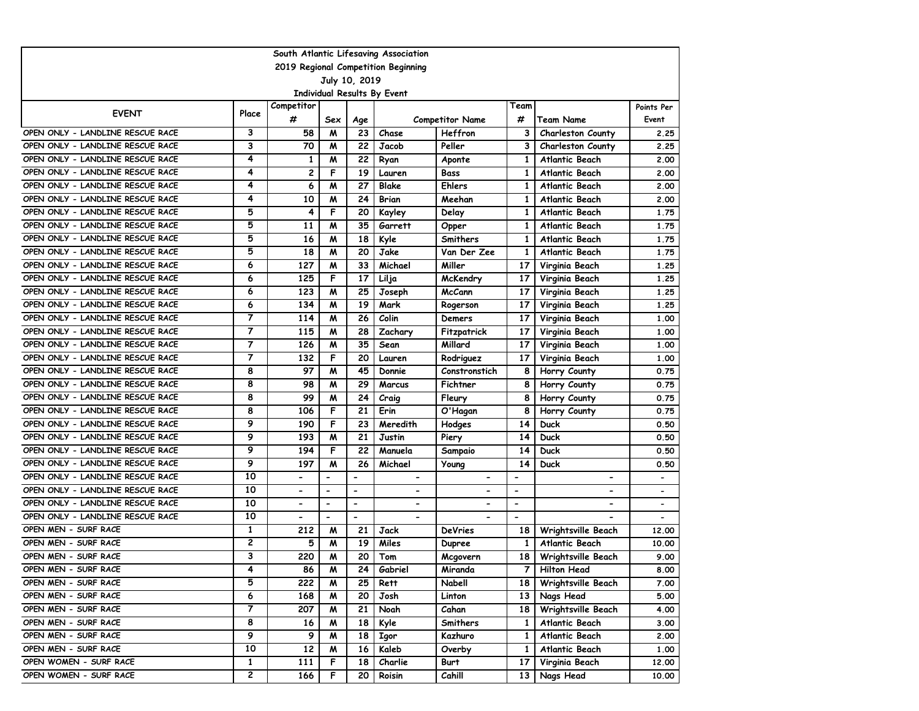South Atlantic Lifesaving Association
2019 Regional Competition Beginning
July 10, 2019
Individual Results By Event

| EVENT | Place | Competitor # | Sex | Age | Competitor Name | | Team # | Team Name | Points Per Event |
|---|---|---|---|---|---|---|---|---|---|
| OPEN ONLY - LANDLINE RESCUE RACE | 3 | 58 | M | 23 | Chase | Heffron | 3 | Charleston County | 2.25 |
| OPEN ONLY - LANDLINE RESCUE RACE | 3 | 70 | M | 22 | Jacob | Peller | 3 | Charleston County | 2.25 |
| OPEN ONLY - LANDLINE RESCUE RACE | 4 | 1 | M | 22 | Ryan | Aponte | 1 | Atlantic Beach | 2.00 |
| OPEN ONLY - LANDLINE RESCUE RACE | 4 | 2 | F | 19 | Lauren | Bass | 1 | Atlantic Beach | 2.00 |
| OPEN ONLY - LANDLINE RESCUE RACE | 4 | 6 | M | 27 | Blake | Ehlers | 1 | Atlantic Beach | 2.00 |
| OPEN ONLY - LANDLINE RESCUE RACE | 4 | 10 | M | 24 | Brian | Meehan | 1 | Atlantic Beach | 2.00 |
| OPEN ONLY - LANDLINE RESCUE RACE | 5 | 4 | F | 20 | Kayley | Delay | 1 | Atlantic Beach | 1.75 |
| OPEN ONLY - LANDLINE RESCUE RACE | 5 | 11 | M | 35 | Garrett | Opper | 1 | Atlantic Beach | 1.75 |
| OPEN ONLY - LANDLINE RESCUE RACE | 5 | 16 | M | 18 | Kyle | Smithers | 1 | Atlantic Beach | 1.75 |
| OPEN ONLY - LANDLINE RESCUE RACE | 5 | 18 | M | 20 | Jake | Van Der Zee | 1 | Atlantic Beach | 1.75 |
| OPEN ONLY - LANDLINE RESCUE RACE | 6 | 127 | M | 33 | Michael | Miller | 17 | Virginia Beach | 1.25 |
| OPEN ONLY - LANDLINE RESCUE RACE | 6 | 125 | F | 17 | Lilja | McKendry | 17 | Virginia Beach | 1.25 |
| OPEN ONLY - LANDLINE RESCUE RACE | 6 | 123 | M | 25 | Joseph | McCann | 17 | Virginia Beach | 1.25 |
| OPEN ONLY - LANDLINE RESCUE RACE | 6 | 134 | M | 19 | Mark | Rogerson | 17 | Virginia Beach | 1.25 |
| OPEN ONLY - LANDLINE RESCUE RACE | 7 | 114 | M | 26 | Colin | Demers | 17 | Virginia Beach | 1.00 |
| OPEN ONLY - LANDLINE RESCUE RACE | 7 | 115 | M | 28 | Zachary | Fitzpatrick | 17 | Virginia Beach | 1.00 |
| OPEN ONLY - LANDLINE RESCUE RACE | 7 | 126 | M | 35 | Sean | Millard | 17 | Virginia Beach | 1.00 |
| OPEN ONLY - LANDLINE RESCUE RACE | 7 | 132 | F | 20 | Lauren | Rodriguez | 17 | Virginia Beach | 1.00 |
| OPEN ONLY - LANDLINE RESCUE RACE | 8 | 97 | M | 45 | Donnie | Constronstich | 8 | Horry County | 0.75 |
| OPEN ONLY - LANDLINE RESCUE RACE | 8 | 98 | M | 29 | Marcus | Fichtner | 8 | Horry County | 0.75 |
| OPEN ONLY - LANDLINE RESCUE RACE | 8 | 99 | M | 24 | Craig | Fleury | 8 | Horry County | 0.75 |
| OPEN ONLY - LANDLINE RESCUE RACE | 8 | 106 | F | 21 | Erin | O'Hagan | 8 | Horry County | 0.75 |
| OPEN ONLY - LANDLINE RESCUE RACE | 9 | 190 | F | 23 | Meredith | Hodges | 14 | Duck | 0.50 |
| OPEN ONLY - LANDLINE RESCUE RACE | 9 | 193 | M | 21 | Justin | Piery | 14 | Duck | 0.50 |
| OPEN ONLY - LANDLINE RESCUE RACE | 9 | 194 | F | 22 | Manuela | Sampaio | 14 | Duck | 0.50 |
| OPEN ONLY - LANDLINE RESCUE RACE | 9 | 197 | M | 26 | Michael | Young | 14 | Duck | 0.50 |
| OPEN ONLY - LANDLINE RESCUE RACE | 10 | - | - | - | - | - | - | - | - |
| OPEN ONLY - LANDLINE RESCUE RACE | 10 | - | - | - | - | - | - | - | - |
| OPEN ONLY - LANDLINE RESCUE RACE | 10 | - | - | - | - | - | - | - | - |
| OPEN ONLY - LANDLINE RESCUE RACE | 10 | - | - | - | - | - | - | - | - |
| OPEN MEN - SURF RACE | 1 | 212 | M | 21 | Jack | DeVries | 18 | Wrightsville Beach | 12.00 |
| OPEN MEN - SURF RACE | 2 | 5 | M | 19 | Miles | Dupree | 1 | Atlantic Beach | 10.00 |
| OPEN MEN - SURF RACE | 3 | 220 | M | 20 | Tom | Mcgovern | 18 | Wrightsville Beach | 9.00 |
| OPEN MEN - SURF RACE | 4 | 86 | M | 24 | Gabriel | Miranda | 7 | Hilton Head | 8.00 |
| OPEN MEN - SURF RACE | 5 | 222 | M | 25 | Rett | Nabell | 18 | Wrightsville Beach | 7.00 |
| OPEN MEN - SURF RACE | 6 | 168 | M | 20 | Josh | Linton | 13 | Nags Head | 5.00 |
| OPEN MEN - SURF RACE | 7 | 207 | M | 21 | Noah | Cahan | 18 | Wrightsville Beach | 4.00 |
| OPEN MEN - SURF RACE | 8 | 16 | M | 18 | Kyle | Smithers | 1 | Atlantic Beach | 3.00 |
| OPEN MEN - SURF RACE | 9 | 9 | M | 18 | Igor | Kazhuro | 1 | Atlantic Beach | 2.00 |
| OPEN MEN - SURF RACE | 10 | 12 | M | 16 | Kaleb | Overby | 1 | Atlantic Beach | 1.00 |
| OPEN WOMEN - SURF RACE | 1 | 111 | F | 18 | Charlie | Burt | 17 | Virginia Beach | 12.00 |
| OPEN WOMEN - SURF RACE | 2 | 166 | F | 20 | Roisin | Cahill | 13 | Nags Head | 10.00 |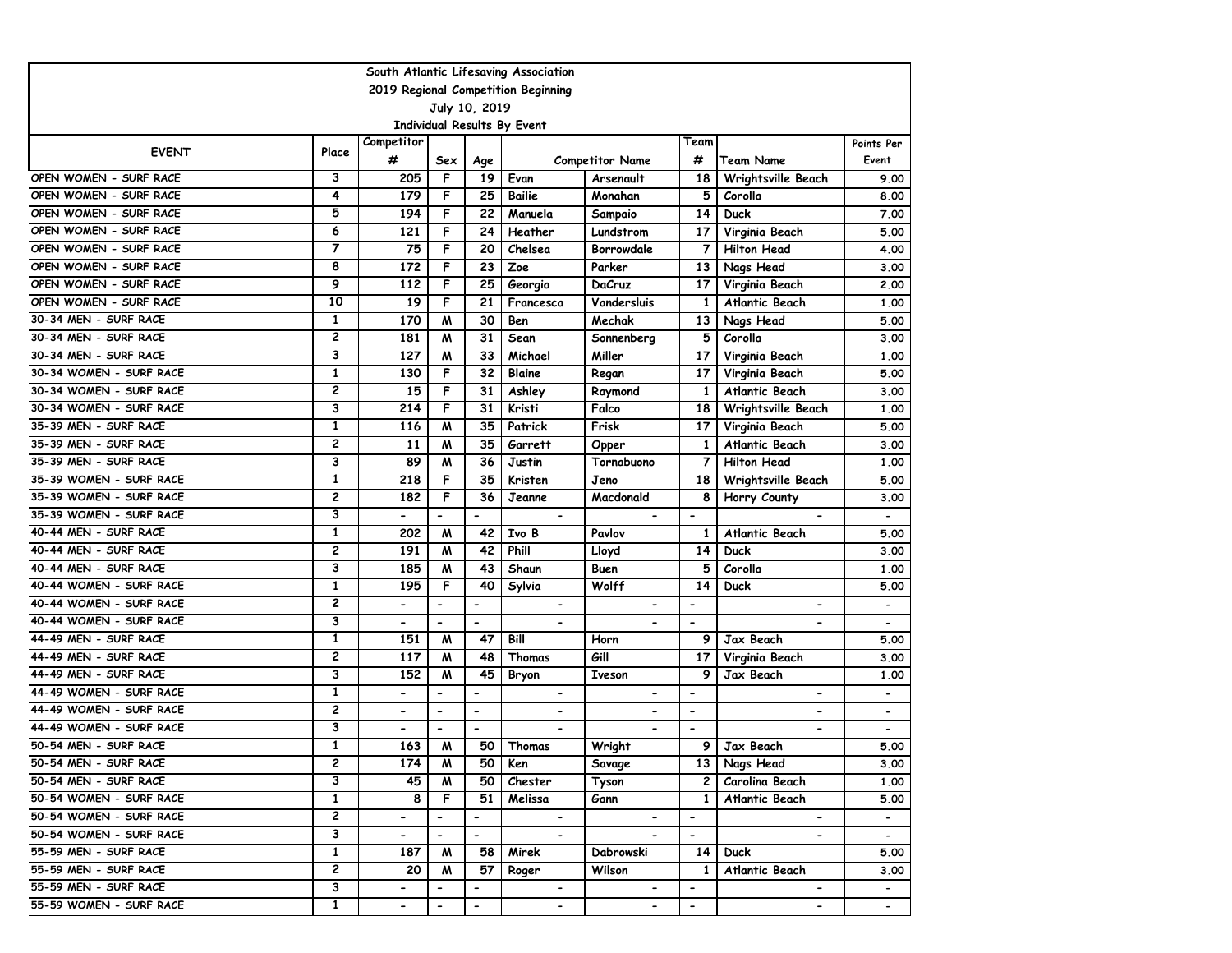South Atlantic Lifesaving Association

2019 Regional Competition Beginning

July 10, 2019

Individual Results By Event

| EVENT | Place | Competitor # | Sex | Age | Competitor Name | | Team # | Team Name | Points Per Event |
|---|---|---|---|---|---|---|---|---|---|
| OPEN WOMEN - SURF RACE | 3 | 205 | F | 19 | Evan | Arsenault | 18 | Wrightsville Beach | 9.00 |
| OPEN WOMEN - SURF RACE | 4 | 179 | F | 25 | Bailie | Monahan | 5 | Corolla | 8.00 |
| OPEN WOMEN - SURF RACE | 5 | 194 | F | 22 | Manuela | Sampaio | 14 | Duck | 7.00 |
| OPEN WOMEN - SURF RACE | 6 | 121 | F | 24 | Heather | Lundstrom | 17 | Virginia Beach | 5.00 |
| OPEN WOMEN - SURF RACE | 7 | 75 | F | 20 | Chelsea | Borrowdale | 7 | Hilton Head | 4.00 |
| OPEN WOMEN - SURF RACE | 8 | 172 | F | 23 | Zoe | Parker | 13 | Nags Head | 3.00 |
| OPEN WOMEN - SURF RACE | 9 | 112 | F | 25 | Georgia | DaCruz | 17 | Virginia Beach | 2.00 |
| OPEN WOMEN - SURF RACE | 10 | 19 | F | 21 | Francesca | Vandersluis | 1 | Atlantic Beach | 1.00 |
| 30-34 MEN - SURF RACE | 1 | 170 | M | 30 | Ben | Mechak | 13 | Nags Head | 5.00 |
| 30-34 MEN - SURF RACE | 2 | 181 | M | 31 | Sean | Sonnenberg | 5 | Corolla | 3.00 |
| 30-34 MEN - SURF RACE | 3 | 127 | M | 33 | Michael | Miller | 17 | Virginia Beach | 1.00 |
| 30-34 WOMEN - SURF RACE | 1 | 130 | F | 32 | Blaine | Regan | 17 | Virginia Beach | 5.00 |
| 30-34 WOMEN - SURF RACE | 2 | 15 | F | 31 | Ashley | Raymond | 1 | Atlantic Beach | 3.00 |
| 30-34 WOMEN - SURF RACE | 3 | 214 | F | 31 | Kristi | Falco | 18 | Wrightsville Beach | 1.00 |
| 35-39 MEN - SURF RACE | 1 | 116 | M | 35 | Patrick | Frisk | 17 | Virginia Beach | 5.00 |
| 35-39 MEN - SURF RACE | 2 | 11 | M | 35 | Garrett | Opper | 1 | Atlantic Beach | 3.00 |
| 35-39 MEN - SURF RACE | 3 | 89 | M | 36 | Justin | Tornabuono | 7 | Hilton Head | 1.00 |
| 35-39 WOMEN - SURF RACE | 1 | 218 | F | 35 | Kristen | Jeno | 18 | Wrightsville Beach | 5.00 |
| 35-39 WOMEN - SURF RACE | 2 | 182 | F | 36 | Jeanne | Macdonald | 8 | Horry County | 3.00 |
| 35-39 WOMEN - SURF RACE | 3 | - | - | - | - | - | - | - | - |
| 40-44 MEN - SURF RACE | 1 | 202 | M | 42 | Ivo B | Pavlov | 1 | Atlantic Beach | 5.00 |
| 40-44 MEN - SURF RACE | 2 | 191 | M | 42 | Phill | Lloyd | 14 | Duck | 3.00 |
| 40-44 MEN - SURF RACE | 3 | 185 | M | 43 | Shaun | Buen | 5 | Corolla | 1.00 |
| 40-44 WOMEN - SURF RACE | 1 | 195 | F | 40 | Sylvia | Wolff | 14 | Duck | 5.00 |
| 40-44 WOMEN - SURF RACE | 2 | - | - | - | - | - | - | - | - |
| 40-44 WOMEN - SURF RACE | 3 | - | - | - | - | - | - | - | - |
| 44-49 MEN - SURF RACE | 1 | 151 | M | 47 | Bill | Horn | 9 | Jax Beach | 5.00 |
| 44-49 MEN - SURF RACE | 2 | 117 | M | 48 | Thomas | Gill | 17 | Virginia Beach | 3.00 |
| 44-49 MEN - SURF RACE | 3 | 152 | M | 45 | Bryon | Iveson | 9 | Jax Beach | 1.00 |
| 44-49 WOMEN - SURF RACE | 1 | - | - | - | - | - | - | - | - |
| 44-49 WOMEN - SURF RACE | 2 | - | - | - | - | - | - | - | - |
| 44-49 WOMEN - SURF RACE | 3 | - | - | - | - | - | - | - | - |
| 50-54 MEN - SURF RACE | 1 | 163 | M | 50 | Thomas | Wright | 9 | Jax Beach | 5.00 |
| 50-54 MEN - SURF RACE | 2 | 174 | M | 50 | Ken | Savage | 13 | Nags Head | 3.00 |
| 50-54 MEN - SURF RACE | 3 | 45 | M | 50 | Chester | Tyson | 2 | Carolina Beach | 1.00 |
| 50-54 WOMEN - SURF RACE | 1 | 8 | F | 51 | Melissa | Gann | 1 | Atlantic Beach | 5.00 |
| 50-54 WOMEN - SURF RACE | 2 | - | - | - | - | - | - | - | - |
| 50-54 WOMEN - SURF RACE | 3 | - | - | - | - | - | - | - | - |
| 55-59 MEN - SURF RACE | 1 | 187 | M | 58 | Mirek | Dabrowski | 14 | Duck | 5.00 |
| 55-59 MEN - SURF RACE | 2 | 20 | M | 57 | Roger | Wilson | 1 | Atlantic Beach | 3.00 |
| 55-59 MEN - SURF RACE | 3 | - | - | - | - | - | - | - | - |
| 55-59 WOMEN - SURF RACE | 1 | - | - | - | - | - | - | - | - |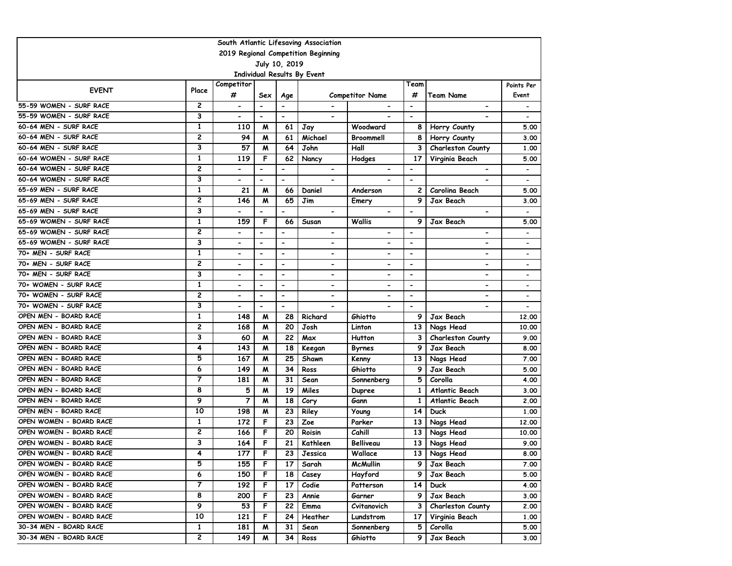South Atlantic Lifesaving Association

2019 Regional Competition Beginning

July 10, 2019

Individual Results By Event

| EVENT | Place | Competitor # | Sex | Age | Competitor Name | | Team # | Team Name | Points Per Event |
|---|---|---|---|---|---|---|---|---|---|
| 55-59 WOMEN - SURF RACE | 2 | - | - | - | - | - | - | - | - |
| 55-59 WOMEN - SURF RACE | 3 | - | - | - | - | - | - | - | - |
| 60-64 MEN - SURF RACE | 1 | 110 | M | 61 | Jay | Woodward | 8 | Horry County | 5.00 |
| 60-64 MEN - SURF RACE | 2 | 94 | M | 61 | Michael | Broommell | 8 | Horry County | 3.00 |
| 60-64 MEN - SURF RACE | 3 | 57 | M | 64 | John | Hall | 3 | Charleston County | 1.00 |
| 60-64 WOMEN - SURF RACE | 1 | 119 | F | 62 | Nancy | Hodges | 17 | Virginia Beach | 5.00 |
| 60-64 WOMEN - SURF RACE | 2 | - | - | - | - | - | - | - | - |
| 60-64 WOMEN - SURF RACE | 3 | - | - | - | - | - | - | - | - |
| 65-69 MEN - SURF RACE | 1 | 21 | M | 66 | Daniel | Anderson | 2 | Carolina Beach | 5.00 |
| 65-69 MEN - SURF RACE | 2 | 146 | M | 65 | Jim | Emery | 9 | Jax Beach | 3.00 |
| 65-69 MEN - SURF RACE | 3 | - | - | - | - | - | - | - | - |
| 65-69 WOMEN - SURF RACE | 1 | 159 | F | 66 | Susan | Wallis | 9 | Jax Beach | 5.00 |
| 65-69 WOMEN - SURF RACE | 2 | - | - | - | - | - | - | - | - |
| 65-69 WOMEN - SURF RACE | 3 | - | - | - | - | - | - | - | - |
| 70+ MEN - SURF RACE | 1 | - | - | - | - | - | - | - | - |
| 70+ MEN - SURF RACE | 2 | - | - | - | - | - | - | - | - |
| 70+ MEN - SURF RACE | 3 | - | - | - | - | - | - | - | - |
| 70+ WOMEN - SURF RACE | 1 | - | - | - | - | - | - | - | - |
| 70+ WOMEN - SURF RACE | 2 | - | - | - | - | - | - | - | - |
| 70+ WOMEN - SURF RACE | 3 | - | - | - | - | - | - | - | - |
| OPEN MEN - BOARD RACE | 1 | 148 | M | 28 | Richard | Ghiotto | 9 | Jax Beach | 12.00 |
| OPEN MEN - BOARD RACE | 2 | 168 | M | 20 | Josh | Linton | 13 | Nags Head | 10.00 |
| OPEN MEN - BOARD RACE | 3 | 60 | M | 22 | Max | Hutton | 3 | Charleston County | 9.00 |
| OPEN MEN - BOARD RACE | 4 | 143 | M | 18 | Keegan | Byrnes | 9 | Jax Beach | 8.00 |
| OPEN MEN - BOARD RACE | 5 | 167 | M | 25 | Shawn | Kenny | 13 | Nags Head | 7.00 |
| OPEN MEN - BOARD RACE | 6 | 149 | M | 34 | Ross | Ghiotto | 9 | Jax Beach | 5.00 |
| OPEN MEN - BOARD RACE | 7 | 181 | M | 31 | Sean | Sonnenberg | 5 | Corolla | 4.00 |
| OPEN MEN - BOARD RACE | 8 | 5 | M | 19 | Miles | Dupree | 1 | Atlantic Beach | 3.00 |
| OPEN MEN - BOARD RACE | 9 | 7 | M | 18 | Cory | Gann | 1 | Atlantic Beach | 2.00 |
| OPEN MEN - BOARD RACE | 10 | 198 | M | 23 | Riley | Young | 14 | Duck | 1.00 |
| OPEN WOMEN - BOARD RACE | 1 | 172 | F | 23 | Zoe | Parker | 13 | Nags Head | 12.00 |
| OPEN WOMEN - BOARD RACE | 2 | 166 | F | 20 | Roisin | Cahill | 13 | Nags Head | 10.00 |
| OPEN WOMEN - BOARD RACE | 3 | 164 | F | 21 | Kathleen | Belliveau | 13 | Nags Head | 9.00 |
| OPEN WOMEN - BOARD RACE | 4 | 177 | F | 23 | Jessica | Wallace | 13 | Nags Head | 8.00 |
| OPEN WOMEN - BOARD RACE | 5 | 155 | F | 17 | Sarah | McMullin | 9 | Jax Beach | 7.00 |
| OPEN WOMEN - BOARD RACE | 6 | 150 | F | 18 | Casey | Hayford | 9 | Jax Beach | 5.00 |
| OPEN WOMEN - BOARD RACE | 7 | 192 | F | 17 | Codie | Patterson | 14 | Duck | 4.00 |
| OPEN WOMEN - BOARD RACE | 8 | 200 | F | 23 | Annie | Garner | 9 | Jax Beach | 3.00 |
| OPEN WOMEN - BOARD RACE | 9 | 53 | F | 22 | Emma | Cvitanovich | 3 | Charleston County | 2.00 |
| OPEN WOMEN - BOARD RACE | 10 | 121 | F | 24 | Heather | Lundstrom | 17 | Virginia Beach | 1.00 |
| 30-34 MEN - BOARD RACE | 1 | 181 | M | 31 | Sean | Sonnenberg | 5 | Corolla | 5.00 |
| 30-34 MEN - BOARD RACE | 2 | 149 | M | 34 | Ross | Ghiotto | 9 | Jax Beach | 3.00 |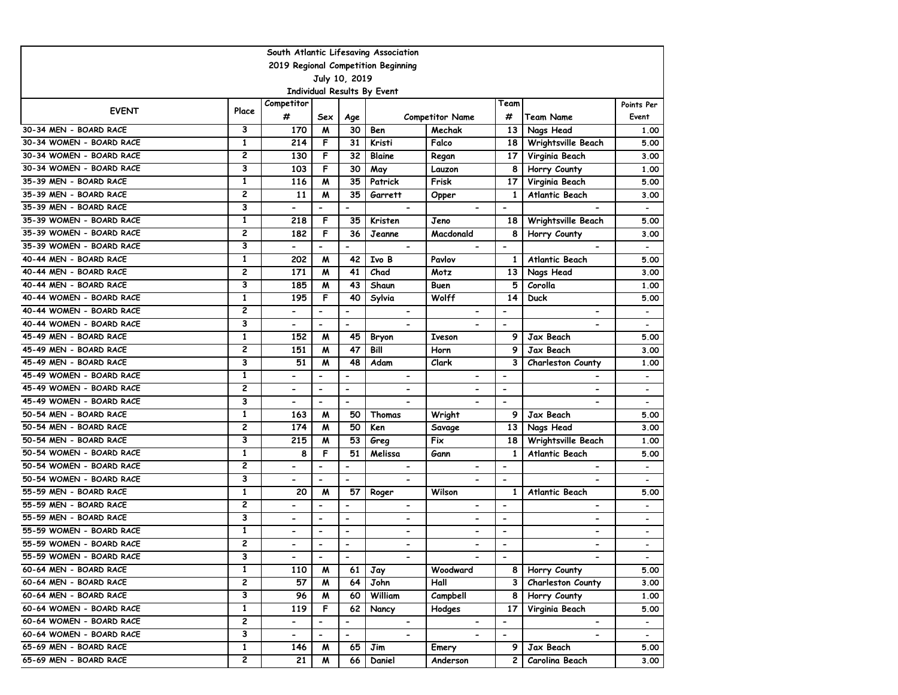South Atlantic Lifesaving Association

2019 Regional Competition Beginning

July 10, 2019

Individual Results By Event

| EVENT | Place | Competitor # | Sex | Age | Competitor Name | | Team # | Team Name | Points Per Event |
|---|---|---|---|---|---|---|---|---|---|
| 30-34 MEN - BOARD RACE | 3 | 170 | M | 30 | Ben | Mechak | 13 | Nags Head | 1.00 |
| 30-34 WOMEN - BOARD RACE | 1 | 214 | F | 31 | Kristi | Falco | 18 | Wrightsville Beach | 5.00 |
| 30-34 WOMEN - BOARD RACE | 2 | 130 | F | 32 | Blaine | Regan | 17 | Virginia Beach | 3.00 |
| 30-34 WOMEN - BOARD RACE | 3 | 103 | F | 30 | May | Lauzon | 8 | Horry County | 1.00 |
| 35-39 MEN - BOARD RACE | 1 | 116 | M | 35 | Patrick | Frisk | 17 | Virginia Beach | 5.00 |
| 35-39 MEN - BOARD RACE | 2 | 11 | M | 35 | Garrett | Opper | 1 | Atlantic Beach | 3.00 |
| 35-39 MEN - BOARD RACE | 3 | - | - | - | - | - | - | - | - |
| 35-39 WOMEN - BOARD RACE | 1 | 218 | F | 35 | Kristen | Jeno | 18 | Wrightsville Beach | 5.00 |
| 35-39 WOMEN - BOARD RACE | 2 | 182 | F | 36 | Jeanne | Macdonald | 8 | Horry County | 3.00 |
| 35-39 WOMEN - BOARD RACE | 3 | - | - | - | - | - | - | - | - |
| 40-44 MEN - BOARD RACE | 1 | 202 | M | 42 | Ivo B | Pavlov | 1 | Atlantic Beach | 5.00 |
| 40-44 MEN - BOARD RACE | 2 | 171 | M | 41 | Chad | Motz | 13 | Nags Head | 3.00 |
| 40-44 MEN - BOARD RACE | 3 | 185 | M | 43 | Shaun | Buen | 5 | Corolla | 1.00 |
| 40-44 WOMEN - BOARD RACE | 1 | 195 | F | 40 | Sylvia | Wolff | 14 | Duck | 5.00 |
| 40-44 WOMEN - BOARD RACE | 2 | - | - | - | - | - | - | - | - |
| 40-44 WOMEN - BOARD RACE | 3 | - | - | - | - | - | - | - | - |
| 45-49 MEN - BOARD RACE | 1 | 152 | M | 45 | Bryon | Iveson | 9 | Jax Beach | 5.00 |
| 45-49 MEN - BOARD RACE | 2 | 151 | M | 47 | Bill | Horn | 9 | Jax Beach | 3.00 |
| 45-49 MEN - BOARD RACE | 3 | 51 | M | 48 | Adam | Clark | 3 | Charleston County | 1.00 |
| 45-49 WOMEN - BOARD RACE | 1 | - | - | - | - | - | - | - | - |
| 45-49 WOMEN - BOARD RACE | 2 | - | - | - | - | - | - | - | - |
| 45-49 WOMEN - BOARD RACE | 3 | - | - | - | - | - | - | - | - |
| 50-54 MEN - BOARD RACE | 1 | 163 | M | 50 | Thomas | Wright | 9 | Jax Beach | 5.00 |
| 50-54 MEN - BOARD RACE | 2 | 174 | M | 50 | Ken | Savage | 13 | Nags Head | 3.00 |
| 50-54 MEN - BOARD RACE | 3 | 215 | M | 53 | Greg | Fix | 18 | Wrightsville Beach | 1.00 |
| 50-54 WOMEN - BOARD RACE | 1 | 8 | F | 51 | Melissa | Gann | 1 | Atlantic Beach | 5.00 |
| 50-54 WOMEN - BOARD RACE | 2 | - | - | - | - | - | - | - | - |
| 50-54 WOMEN - BOARD RACE | 3 | - | - | - | - | - | - | - | - |
| 55-59 MEN - BOARD RACE | 1 | 20 | M | 57 | Roger | Wilson | 1 | Atlantic Beach | 5.00 |
| 55-59 MEN - BOARD RACE | 2 | - | - | - | - | - | - | - | - |
| 55-59 MEN - BOARD RACE | 3 | - | - | - | - | - | - | - | - |
| 55-59 WOMEN - BOARD RACE | 1 | - | - | - | - | - | - | - | - |
| 55-59 WOMEN - BOARD RACE | 2 | - | - | - | - | - | - | - | - |
| 55-59 WOMEN - BOARD RACE | 3 | - | - | - | - | - | - | - | - |
| 60-64 MEN - BOARD RACE | 1 | 110 | M | 61 | Jay | Woodward | 8 | Horry County | 5.00 |
| 60-64 MEN - BOARD RACE | 2 | 57 | M | 64 | John | Hall | 3 | Charleston County | 3.00 |
| 60-64 MEN - BOARD RACE | 3 | 96 | M | 60 | William | Campbell | 8 | Horry County | 1.00 |
| 60-64 WOMEN - BOARD RACE | 1 | 119 | F | 62 | Nancy | Hodges | 17 | Virginia Beach | 5.00 |
| 60-64 WOMEN - BOARD RACE | 2 | - | - | - | - | - | - | - | - |
| 60-64 WOMEN - BOARD RACE | 3 | - | - | - | - | - | - | - | - |
| 65-69 MEN - BOARD RACE | 1 | 146 | M | 65 | Jim | Emery | 9 | Jax Beach | 5.00 |
| 65-69 MEN - BOARD RACE | 2 | 21 | M | 66 | Daniel | Anderson | 2 | Carolina Beach | 3.00 |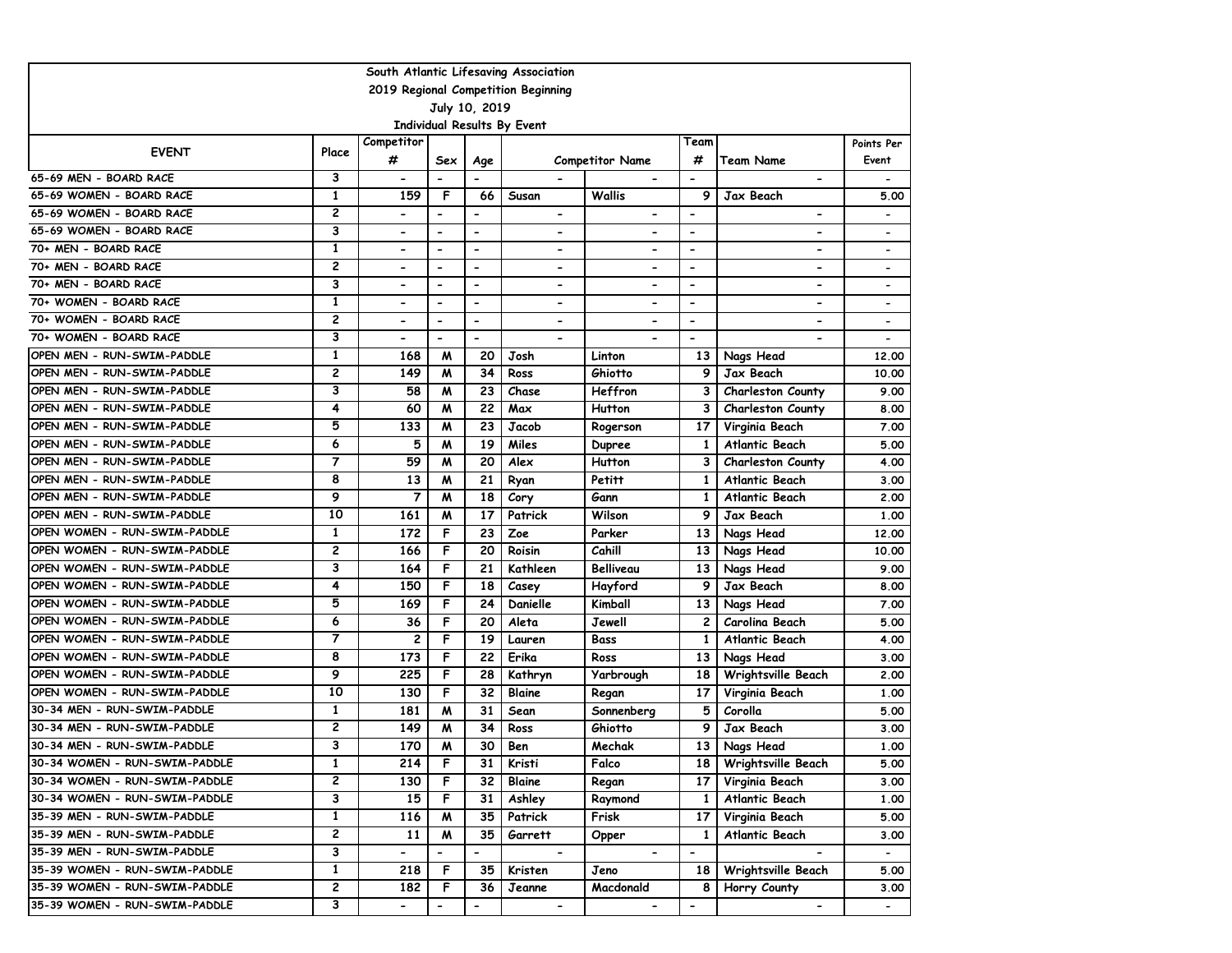South Atlantic Lifesaving Association

2019 Regional Competition Beginning

July 10, 2019

Individual Results By Event

| EVENT | Place | Competitor # | Sex | Age | Competitor Name | | Team # | Team Name | Points Per Event |
|---|---|---|---|---|---|---|---|---|---|
| 65-69 MEN - BOARD RACE | 3 | - | - | - | - | - | - | - | - |
| 65-69 WOMEN - BOARD RACE | 1 | 159 | F | 66 | Susan | Wallis | 9 | Jax Beach | 5.00 |
| 65-69 WOMEN - BOARD RACE | 2 | - | - | - | - | - | - | - | - |
| 65-69 WOMEN - BOARD RACE | 3 | - | - | - | - | - | - | - | - |
| 70+ MEN - BOARD RACE | 1 | - | - | - | - | - | - | - | - |
| 70+ MEN - BOARD RACE | 2 | - | - | - | - | - | - | - | - |
| 70+ MEN - BOARD RACE | 3 | - | - | - | - | - | - | - | - |
| 70+ WOMEN - BOARD RACE | 1 | - | - | - | - | - | - | - | - |
| 70+ WOMEN - BOARD RACE | 2 | - | - | - | - | - | - | - | - |
| 70+ WOMEN - BOARD RACE | 3 | - | - | - | - | - | - | - | - |
| OPEN MEN - RUN-SWIM-PADDLE | 1 | 168 | M | 20 | Josh | Linton | 13 | Nags Head | 12.00 |
| OPEN MEN - RUN-SWIM-PADDLE | 2 | 149 | M | 34 | Ross | Ghiotto | 9 | Jax Beach | 10.00 |
| OPEN MEN - RUN-SWIM-PADDLE | 3 | 58 | M | 23 | Chase | Heffron | 3 | Charleston County | 9.00 |
| OPEN MEN - RUN-SWIM-PADDLE | 4 | 60 | M | 22 | Max | Hutton | 3 | Charleston County | 8.00 |
| OPEN MEN - RUN-SWIM-PADDLE | 5 | 133 | M | 23 | Jacob | Rogerson | 17 | Virginia Beach | 7.00 |
| OPEN MEN - RUN-SWIM-PADDLE | 6 | 5 | M | 19 | Miles | Dupree | 1 | Atlantic Beach | 5.00 |
| OPEN MEN - RUN-SWIM-PADDLE | 7 | 59 | M | 20 | Alex | Hutton | 3 | Charleston County | 4.00 |
| OPEN MEN - RUN-SWIM-PADDLE | 8 | 13 | M | 21 | Ryan | Petitt | 1 | Atlantic Beach | 3.00 |
| OPEN MEN - RUN-SWIM-PADDLE | 9 | 7 | M | 18 | Cory | Gann | 1 | Atlantic Beach | 2.00 |
| OPEN MEN - RUN-SWIM-PADDLE | 10 | 161 | M | 17 | Patrick | Wilson | 9 | Jax Beach | 1.00 |
| OPEN WOMEN - RUN-SWIM-PADDLE | 1 | 172 | F | 23 | Zoe | Parker | 13 | Nags Head | 12.00 |
| OPEN WOMEN - RUN-SWIM-PADDLE | 2 | 166 | F | 20 | Roisin | Cahill | 13 | Nags Head | 10.00 |
| OPEN WOMEN - RUN-SWIM-PADDLE | 3 | 164 | F | 21 | Kathleen | Belliveau | 13 | Nags Head | 9.00 |
| OPEN WOMEN - RUN-SWIM-PADDLE | 4 | 150 | F | 18 | Casey | Hayford | 9 | Jax Beach | 8.00 |
| OPEN WOMEN - RUN-SWIM-PADDLE | 5 | 169 | F | 24 | Danielle | Kimball | 13 | Nags Head | 7.00 |
| OPEN WOMEN - RUN-SWIM-PADDLE | 6 | 36 | F | 20 | Aleta | Jewell | 2 | Carolina Beach | 5.00 |
| OPEN WOMEN - RUN-SWIM-PADDLE | 7 | 2 | F | 19 | Lauren | Bass | 1 | Atlantic Beach | 4.00 |
| OPEN WOMEN - RUN-SWIM-PADDLE | 8 | 173 | F | 22 | Erika | Ross | 13 | Nags Head | 3.00 |
| OPEN WOMEN - RUN-SWIM-PADDLE | 9 | 225 | F | 28 | Kathryn | Yarbrough | 18 | Wrightsville Beach | 2.00 |
| OPEN WOMEN - RUN-SWIM-PADDLE | 10 | 130 | F | 32 | Blaine | Regan | 17 | Virginia Beach | 1.00 |
| 30-34 MEN - RUN-SWIM-PADDLE | 1 | 181 | M | 31 | Sean | Sonnenberg | 5 | Corolla | 5.00 |
| 30-34 MEN - RUN-SWIM-PADDLE | 2 | 149 | M | 34 | Ross | Ghiotto | 9 | Jax Beach | 3.00 |
| 30-34 MEN - RUN-SWIM-PADDLE | 3 | 170 | M | 30 | Ben | Mechak | 13 | Nags Head | 1.00 |
| 30-34 WOMEN - RUN-SWIM-PADDLE | 1 | 214 | F | 31 | Kristi | Falco | 18 | Wrightsville Beach | 5.00 |
| 30-34 WOMEN - RUN-SWIM-PADDLE | 2 | 130 | F | 32 | Blaine | Regan | 17 | Virginia Beach | 3.00 |
| 30-34 WOMEN - RUN-SWIM-PADDLE | 3 | 15 | F | 31 | Ashley | Raymond | 1 | Atlantic Beach | 1.00 |
| 35-39 MEN - RUN-SWIM-PADDLE | 1 | 116 | M | 35 | Patrick | Frisk | 17 | Virginia Beach | 5.00 |
| 35-39 MEN - RUN-SWIM-PADDLE | 2 | 11 | M | 35 | Garrett | Opper | 1 | Atlantic Beach | 3.00 |
| 35-39 MEN - RUN-SWIM-PADDLE | 3 | - | - | - | - | - | - | - | - |
| 35-39 WOMEN - RUN-SWIM-PADDLE | 1 | 218 | F | 35 | Kristen | Jeno | 18 | Wrightsville Beach | 5.00 |
| 35-39 WOMEN - RUN-SWIM-PADDLE | 2 | 182 | F | 36 | Jeanne | Macdonald | 8 | Horry County | 3.00 |
| 35-39 WOMEN - RUN-SWIM-PADDLE | 3 | - | - | - | - | - | - | - | - |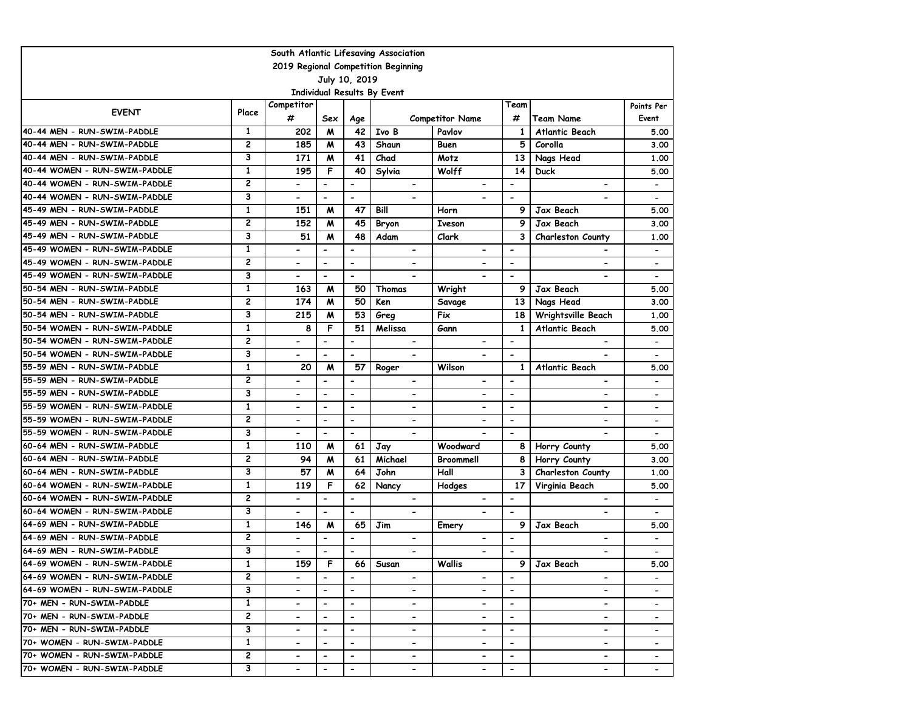South Atlantic Lifesaving Association

2019 Regional Competition Beginning

July 10, 2019

Individual Results By Event

| EVENT | Place | Competitor # | Sex | Age | Competitor Name | | Team # | Team Name | Points Per Event |
|---|---|---|---|---|---|---|---|---|---|
| 40-44 MEN - RUN-SWIM-PADDLE | 1 | 202 | M | 42 | Ivo B | Pavlov | 1 | Atlantic Beach | 5.00 |
| 40-44 MEN - RUN-SWIM-PADDLE | 2 | 185 | M | 43 | Shaun | Buen | 5 | Corolla | 3.00 |
| 40-44 MEN - RUN-SWIM-PADDLE | 3 | 171 | M | 41 | Chad | Motz | 13 | Nags Head | 1.00 |
| 40-44 WOMEN - RUN-SWIM-PADDLE | 1 | 195 | F | 40 | Sylvia | Wolff | 14 | Duck | 5.00 |
| 40-44 WOMEN - RUN-SWIM-PADDLE | 2 | - | - | - | - | - | - | - | - |
| 40-44 WOMEN - RUN-SWIM-PADDLE | 3 | - | - | - | - | - | - | - | - |
| 45-49 MEN - RUN-SWIM-PADDLE | 1 | 151 | M | 47 | Bill | Horn | 9 | Jax Beach | 5.00 |
| 45-49 MEN - RUN-SWIM-PADDLE | 2 | 152 | M | 45 | Bryon | Iveson | 9 | Jax Beach | 3.00 |
| 45-49 MEN - RUN-SWIM-PADDLE | 3 | 51 | M | 48 | Adam | Clark | 3 | Charleston County | 1.00 |
| 45-49 WOMEN - RUN-SWIM-PADDLE | 1 | - | - | - | - | - | - | - | - |
| 45-49 WOMEN - RUN-SWIM-PADDLE | 2 | - | - | - | - | - | - | - | - |
| 45-49 WOMEN - RUN-SWIM-PADDLE | 3 | - | - | - | - | - | - | - | - |
| 50-54 MEN - RUN-SWIM-PADDLE | 1 | 163 | M | 50 | Thomas | Wright | 9 | Jax Beach | 5.00 |
| 50-54 MEN - RUN-SWIM-PADDLE | 2 | 174 | M | 50 | Ken | Savage | 13 | Nags Head | 3.00 |
| 50-54 MEN - RUN-SWIM-PADDLE | 3 | 215 | M | 53 | Greg | Fix | 18 | Wrightsville Beach | 1.00 |
| 50-54 WOMEN - RUN-SWIM-PADDLE | 1 | 8 | F | 51 | Melissa | Gann | 1 | Atlantic Beach | 5.00 |
| 50-54 WOMEN - RUN-SWIM-PADDLE | 2 | - | - | - | - | - | - | - | - |
| 50-54 WOMEN - RUN-SWIM-PADDLE | 3 | - | - | - | - | - | - | - | - |
| 55-59 MEN - RUN-SWIM-PADDLE | 1 | 20 | M | 57 | Roger | Wilson | 1 | Atlantic Beach | 5.00 |
| 55-59 MEN - RUN-SWIM-PADDLE | 2 | - | - | - | - | - | - | - | - |
| 55-59 MEN - RUN-SWIM-PADDLE | 3 | - | - | - | - | - | - | - | - |
| 55-59 WOMEN - RUN-SWIM-PADDLE | 1 | - | - | - | - | - | - | - | - |
| 55-59 WOMEN - RUN-SWIM-PADDLE | 2 | - | - | - | - | - | - | - | - |
| 55-59 WOMEN - RUN-SWIM-PADDLE | 3 | - | - | - | - | - | - | - | - |
| 60-64 MEN - RUN-SWIM-PADDLE | 1 | 110 | M | 61 | Jay | Woodward | 8 | Horry County | 5.00 |
| 60-64 MEN - RUN-SWIM-PADDLE | 2 | 94 | M | 61 | Michael | Broommell | 8 | Horry County | 3.00 |
| 60-64 MEN - RUN-SWIM-PADDLE | 3 | 57 | M | 64 | John | Hall | 3 | Charleston County | 1.00 |
| 60-64 WOMEN - RUN-SWIM-PADDLE | 1 | 119 | F | 62 | Nancy | Hodges | 17 | Virginia Beach | 5.00 |
| 60-64 WOMEN - RUN-SWIM-PADDLE | 2 | - | - | - | - | - | - | - | - |
| 60-64 WOMEN - RUN-SWIM-PADDLE | 3 | - | - | - | - | - | - | - | - |
| 64-69 MEN - RUN-SWIM-PADDLE | 1 | 146 | M | 65 | Jim | Emery | 9 | Jax Beach | 5.00 |
| 64-69 MEN - RUN-SWIM-PADDLE | 2 | - | - | - | - | - | - | - | - |
| 64-69 MEN - RUN-SWIM-PADDLE | 3 | - | - | - | - | - | - | - | - |
| 64-69 WOMEN - RUN-SWIM-PADDLE | 1 | 159 | F | 66 | Susan | Wallis | 9 | Jax Beach | 5.00 |
| 64-69 WOMEN - RUN-SWIM-PADDLE | 2 | - | - | - | - | - | - | - | - |
| 64-69 WOMEN - RUN-SWIM-PADDLE | 3 | - | - | - | - | - | - | - | - |
| 70+ MEN - RUN-SWIM-PADDLE | 1 | - | - | - | - | - | - | - | - |
| 70+ MEN - RUN-SWIM-PADDLE | 2 | - | - | - | - | - | - | - | - |
| 70+ MEN - RUN-SWIM-PADDLE | 3 | - | - | - | - | - | - | - | - |
| 70+ WOMEN - RUN-SWIM-PADDLE | 1 | - | - | - | - | - | - | - | - |
| 70+ WOMEN - RUN-SWIM-PADDLE | 2 | - | - | - | - | - | - | - | - |
| 70+ WOMEN - RUN-SWIM-PADDLE | 3 | - | - | - | - | - | - | - | - |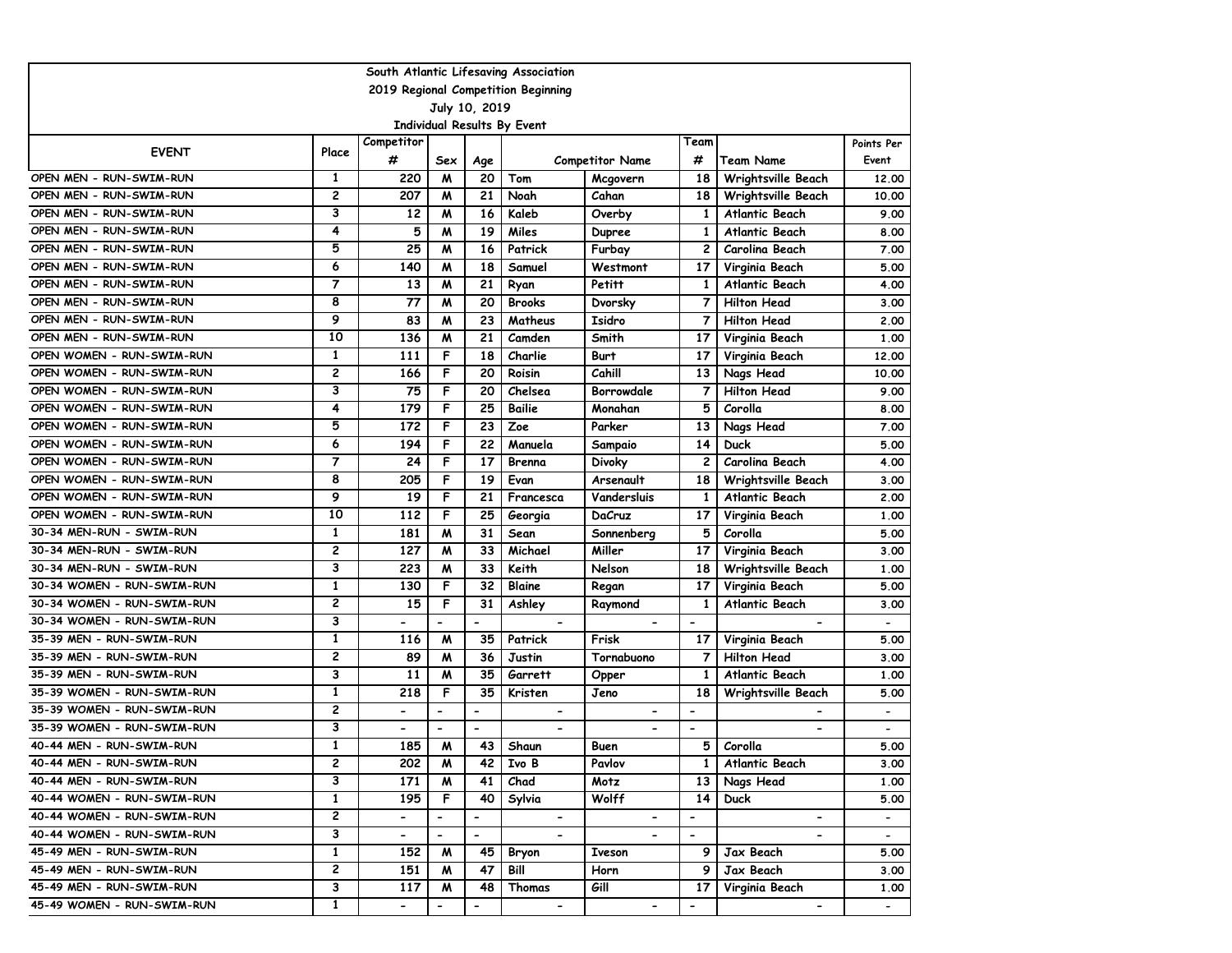South Atlantic Lifesaving Association

2019 Regional Competition Beginning

July 10, 2019

Individual Results By Event

| EVENT | Place | Competitor # | Sex | Age | Competitor Name | | Team # | Team Name | Points Per Event |
|---|---|---|---|---|---|---|---|---|---|
| OPEN MEN - RUN-SWIM-RUN | 1 | 220 | M | 20 | Tom | Mcgovern | 18 | Wrightsville Beach | 12.00 |
| OPEN MEN - RUN-SWIM-RUN | 2 | 207 | M | 21 | Noah | Cahan | 18 | Wrightsville Beach | 10.00 |
| OPEN MEN - RUN-SWIM-RUN | 3 | 12 | M | 16 | Kaleb | Overby | 1 | Atlantic Beach | 9.00 |
| OPEN MEN - RUN-SWIM-RUN | 4 | 5 | M | 19 | Miles | Dupree | 1 | Atlantic Beach | 8.00 |
| OPEN MEN - RUN-SWIM-RUN | 5 | 25 | M | 16 | Patrick | Furbay | 2 | Carolina Beach | 7.00 |
| OPEN MEN - RUN-SWIM-RUN | 6 | 140 | M | 18 | Samuel | Westmont | 17 | Virginia Beach | 5.00 |
| OPEN MEN - RUN-SWIM-RUN | 7 | 13 | M | 21 | Ryan | Petitt | 1 | Atlantic Beach | 4.00 |
| OPEN MEN - RUN-SWIM-RUN | 8 | 77 | M | 20 | Brooks | Dvorsky | 7 | Hilton Head | 3.00 |
| OPEN MEN - RUN-SWIM-RUN | 9 | 83 | M | 23 | Matheus | Isidro | 7 | Hilton Head | 2.00 |
| OPEN MEN - RUN-SWIM-RUN | 10 | 136 | M | 21 | Camden | Smith | 17 | Virginia Beach | 1.00 |
| OPEN WOMEN - RUN-SWIM-RUN | 1 | 111 | F | 18 | Charlie | Burt | 17 | Virginia Beach | 12.00 |
| OPEN WOMEN - RUN-SWIM-RUN | 2 | 166 | F | 20 | Roisin | Cahill | 13 | Nags Head | 10.00 |
| OPEN WOMEN - RUN-SWIM-RUN | 3 | 75 | F | 20 | Chelsea | Borrowdale | 7 | Hilton Head | 9.00 |
| OPEN WOMEN - RUN-SWIM-RUN | 4 | 179 | F | 25 | Bailie | Monahan | 5 | Corolla | 8.00 |
| OPEN WOMEN - RUN-SWIM-RUN | 5 | 172 | F | 23 | Zoe | Parker | 13 | Nags Head | 7.00 |
| OPEN WOMEN - RUN-SWIM-RUN | 6 | 194 | F | 22 | Manuela | Sampaio | 14 | Duck | 5.00 |
| OPEN WOMEN - RUN-SWIM-RUN | 7 | 24 | F | 17 | Brenna | Divoky | 2 | Carolina Beach | 4.00 |
| OPEN WOMEN - RUN-SWIM-RUN | 8 | 205 | F | 19 | Evan | Arsenault | 18 | Wrightsville Beach | 3.00 |
| OPEN WOMEN - RUN-SWIM-RUN | 9 | 19 | F | 21 | Francesca | Vandersluis | 1 | Atlantic Beach | 2.00 |
| OPEN WOMEN - RUN-SWIM-RUN | 10 | 112 | F | 25 | Georgia | DaCruz | 17 | Virginia Beach | 1.00 |
| 30-34 MEN-RUN - SWIM-RUN | 1 | 181 | M | 31 | Sean | Sonnenberg | 5 | Corolla | 5.00 |
| 30-34 MEN-RUN - SWIM-RUN | 2 | 127 | M | 33 | Michael | Miller | 17 | Virginia Beach | 3.00 |
| 30-34 MEN-RUN - SWIM-RUN | 3 | 223 | M | 33 | Keith | Nelson | 18 | Wrightsville Beach | 1.00 |
| 30-34 WOMEN - RUN-SWIM-RUN | 1 | 130 | F | 32 | Blaine | Regan | 17 | Virginia Beach | 5.00 |
| 30-34 WOMEN - RUN-SWIM-RUN | 2 | 15 | F | 31 | Ashley | Raymond | 1 | Atlantic Beach | 3.00 |
| 30-34 WOMEN - RUN-SWIM-RUN | 3 | - | - | - | - | - | - | - | - |
| 35-39 MEN - RUN-SWIM-RUN | 1 | 116 | M | 35 | Patrick | Frisk | 17 | Virginia Beach | 5.00 |
| 35-39 MEN - RUN-SWIM-RUN | 2 | 89 | M | 36 | Justin | Tornabuono | 7 | Hilton Head | 3.00 |
| 35-39 MEN - RUN-SWIM-RUN | 3 | 11 | M | 35 | Garrett | Opper | 1 | Atlantic Beach | 1.00 |
| 35-39 WOMEN - RUN-SWIM-RUN | 1 | 218 | F | 35 | Kristen | Jeno | 18 | Wrightsville Beach | 5.00 |
| 35-39 WOMEN - RUN-SWIM-RUN | 2 | - | - | - | - | - | - | - | - |
| 35-39 WOMEN - RUN-SWIM-RUN | 3 | - | - | - | - | - | - | - | - |
| 40-44 MEN - RUN-SWIM-RUN | 1 | 185 | M | 43 | Shaun | Buen | 5 | Corolla | 5.00 |
| 40-44 MEN - RUN-SWIM-RUN | 2 | 202 | M | 42 | Ivo B | Pavlov | 1 | Atlantic Beach | 3.00 |
| 40-44 MEN - RUN-SWIM-RUN | 3 | 171 | M | 41 | Chad | Motz | 13 | Nags Head | 1.00 |
| 40-44 WOMEN - RUN-SWIM-RUN | 1 | 195 | F | 40 | Sylvia | Wolff | 14 | Duck | 5.00 |
| 40-44 WOMEN - RUN-SWIM-RUN | 2 | - | - | - | - | - | - | - | - |
| 40-44 WOMEN - RUN-SWIM-RUN | 3 | - | - | - | - | - | - | - | - |
| 45-49 MEN - RUN-SWIM-RUN | 1 | 152 | M | 45 | Bryon | Iveson | 9 | Jax Beach | 5.00 |
| 45-49 MEN - RUN-SWIM-RUN | 2 | 151 | M | 47 | Bill | Horn | 9 | Jax Beach | 3.00 |
| 45-49 MEN - RUN-SWIM-RUN | 3 | 117 | M | 48 | Thomas | Gill | 17 | Virginia Beach | 1.00 |
| 45-49 WOMEN - RUN-SWIM-RUN | 1 | - | - | - | - | - | - | - | - |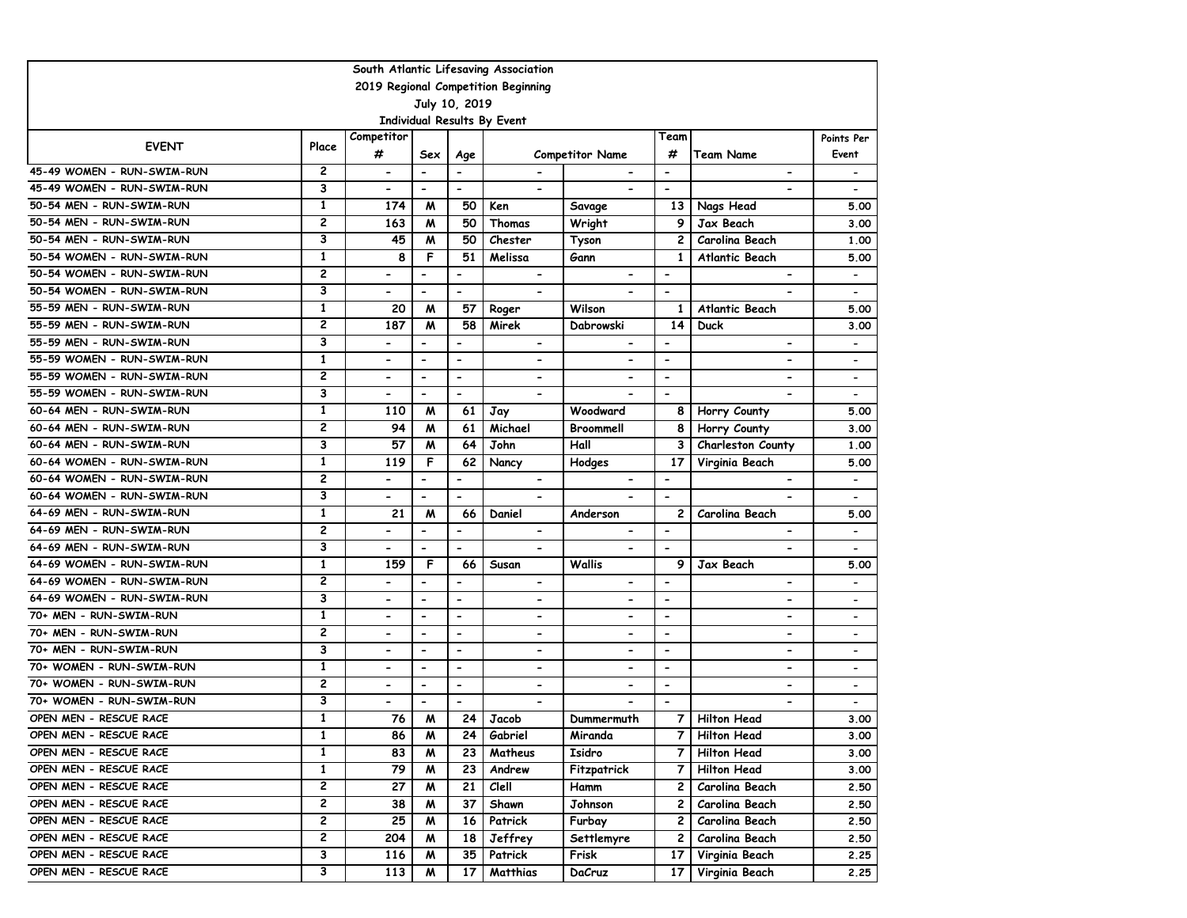South Atlantic Lifesaving Association

2019 Regional Competition Beginning

July 10, 2019

Individual Results By Event

| EVENT | Place | Competitor # | Sex | Age | Competitor Name | | Team # | Team Name | Points Per Event |
|---|---|---|---|---|---|---|---|---|---|
| 45-49 WOMEN - RUN-SWIM-RUN | 2 | - | - | - | - | - | - | - | - |
| 45-49 WOMEN - RUN-SWIM-RUN | 3 | - | - | - | - | - | - | - | - |
| 50-54 MEN - RUN-SWIM-RUN | 1 | 174 | M | 50 | Ken | Savage | 13 | Nags Head | 5.00 |
| 50-54 MEN - RUN-SWIM-RUN | 2 | 163 | M | 50 | Thomas | Wright | 9 | Jax Beach | 3.00 |
| 50-54 MEN - RUN-SWIM-RUN | 3 | 45 | M | 50 | Chester | Tyson | 2 | Carolina Beach | 1.00 |
| 50-54 WOMEN - RUN-SWIM-RUN | 1 | 8 | F | 51 | Melissa | Gann | 1 | Atlantic Beach | 5.00 |
| 50-54 WOMEN - RUN-SWIM-RUN | 2 | - | - | - | - | - | - | - | - |
| 50-54 WOMEN - RUN-SWIM-RUN | 3 | - | - | - | - | - | - | - | - |
| 55-59 MEN - RUN-SWIM-RUN | 1 | 20 | M | 57 | Roger | Wilson | 1 | Atlantic Beach | 5.00 |
| 55-59 MEN - RUN-SWIM-RUN | 2 | 187 | M | 58 | Mirek | Dabrowski | 14 | Duck | 3.00 |
| 55-59 MEN - RUN-SWIM-RUN | 3 | - | - | - | - | - | - | - | - |
| 55-59 WOMEN - RUN-SWIM-RUN | 1 | - | - | - | - | - | - | - | - |
| 55-59 WOMEN - RUN-SWIM-RUN | 2 | - | - | - | - | - | - | - | - |
| 55-59 WOMEN - RUN-SWIM-RUN | 3 | - | - | - | - | - | - | - | - |
| 60-64 MEN - RUN-SWIM-RUN | 1 | 110 | M | 61 | Jay | Woodward | 8 | Horry County | 5.00 |
| 60-64 MEN - RUN-SWIM-RUN | 2 | 94 | M | 61 | Michael | Broommell | 8 | Horry County | 3.00 |
| 60-64 MEN - RUN-SWIM-RUN | 3 | 57 | M | 64 | John | Hall | 3 | Charleston County | 1.00 |
| 60-64 WOMEN - RUN-SWIM-RUN | 1 | 119 | F | 62 | Nancy | Hodges | 17 | Virginia Beach | 5.00 |
| 60-64 WOMEN - RUN-SWIM-RUN | 2 | - | - | - | - | - | - | - | - |
| 60-64 WOMEN - RUN-SWIM-RUN | 3 | - | - | - | - | - | - | - | - |
| 64-69 MEN - RUN-SWIM-RUN | 1 | 21 | M | 66 | Daniel | Anderson | 2 | Carolina Beach | 5.00 |
| 64-69 MEN - RUN-SWIM-RUN | 2 | - | - | - | - | - | - | - | - |
| 64-69 MEN - RUN-SWIM-RUN | 3 | - | - | - | - | - | - | - | - |
| 64-69 WOMEN - RUN-SWIM-RUN | 1 | 159 | F | 66 | Susan | Wallis | 9 | Jax Beach | 5.00 |
| 64-69 WOMEN - RUN-SWIM-RUN | 2 | - | - | - | - | - | - | - | - |
| 64-69 WOMEN - RUN-SWIM-RUN | 3 | - | - | - | - | - | - | - | - |
| 70+ MEN - RUN-SWIM-RUN | 1 | - | - | - | - | - | - | - | - |
| 70+ MEN - RUN-SWIM-RUN | 2 | - | - | - | - | - | - | - | - |
| 70+ MEN - RUN-SWIM-RUN | 3 | - | - | - | - | - | - | - | - |
| 70+ WOMEN - RUN-SWIM-RUN | 1 | - | - | - | - | - | - | - | - |
| 70+ WOMEN - RUN-SWIM-RUN | 2 | - | - | - | - | - | - | - | - |
| 70+ WOMEN - RUN-SWIM-RUN | 3 | - | - | - | - | - | - | - | - |
| OPEN MEN - RESCUE RACE | 1 | 76 | M | 24 | Jacob | Dummermuth | 7 | Hilton Head | 3.00 |
| OPEN MEN - RESCUE RACE | 1 | 86 | M | 24 | Gabriel | Miranda | 7 | Hilton Head | 3.00 |
| OPEN MEN - RESCUE RACE | 1 | 83 | M | 23 | Matheus | Isidro | 7 | Hilton Head | 3.00 |
| OPEN MEN - RESCUE RACE | 1 | 79 | M | 23 | Andrew | Fitzpatrick | 7 | Hilton Head | 3.00 |
| OPEN MEN - RESCUE RACE | 2 | 27 | M | 21 | Clell | Hamm | 2 | Carolina Beach | 2.50 |
| OPEN MEN - RESCUE RACE | 2 | 38 | M | 37 | Shawn | Johnson | 2 | Carolina Beach | 2.50 |
| OPEN MEN - RESCUE RACE | 2 | 25 | M | 16 | Patrick | Furbay | 2 | Carolina Beach | 2.50 |
| OPEN MEN - RESCUE RACE | 2 | 204 | M | 18 | Jeffrey | Settlemyre | 2 | Carolina Beach | 2.50 |
| OPEN MEN - RESCUE RACE | 3 | 116 | M | 35 | Patrick | Frisk | 17 | Virginia Beach | 2.25 |
| OPEN MEN - RESCUE RACE | 3 | 113 | M | 17 | Matthias | DaCruz | 17 | Virginia Beach | 2.25 |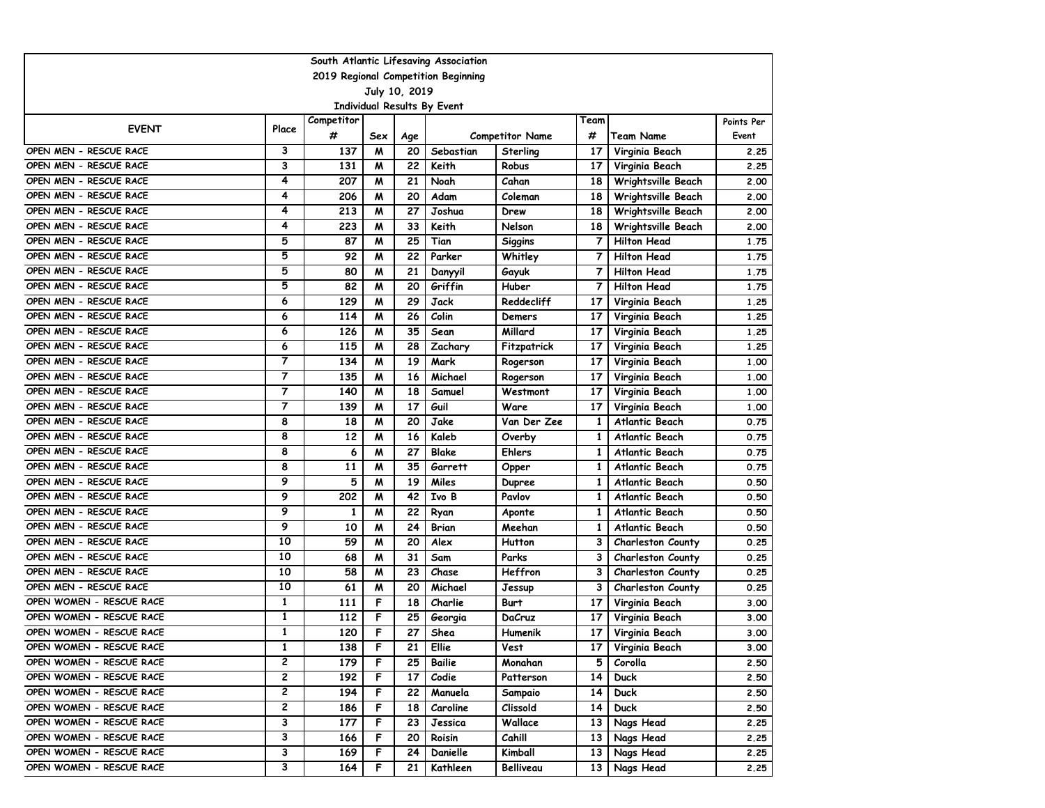South Atlantic Lifesaving Association

2019 Regional Competition Beginning

July 10, 2019

Individual Results By Event

| EVENT | Place | Competitor # | Sex | Age | Competitor Name | | Team # | Team Name | Points Per Event |
|---|---|---|---|---|---|---|---|---|---|
| OPEN MEN - RESCUE RACE | 3 | 137 | M | 20 | Sebastian | Sterling | 17 | Virginia Beach | 2.25 |
| OPEN MEN - RESCUE RACE | 3 | 131 | M | 22 | Keith | Robus | 17 | Virginia Beach | 2.25 |
| OPEN MEN - RESCUE RACE | 4 | 207 | M | 21 | Noah | Cahan | 18 | Wrightsville Beach | 2.00 |
| OPEN MEN - RESCUE RACE | 4 | 206 | M | 20 | Adam | Coleman | 18 | Wrightsville Beach | 2.00 |
| OPEN MEN - RESCUE RACE | 4 | 213 | M | 27 | Joshua | Drew | 18 | Wrightsville Beach | 2.00 |
| OPEN MEN - RESCUE RACE | 4 | 223 | M | 33 | Keith | Nelson | 18 | Wrightsville Beach | 2.00 |
| OPEN MEN - RESCUE RACE | 5 | 87 | M | 25 | Tian | Siggins | 7 | Hilton Head | 1.75 |
| OPEN MEN - RESCUE RACE | 5 | 92 | M | 22 | Parker | Whitley | 7 | Hilton Head | 1.75 |
| OPEN MEN - RESCUE RACE | 5 | 80 | M | 21 | Danyyil | Gayuk | 7 | Hilton Head | 1.75 |
| OPEN MEN - RESCUE RACE | 5 | 82 | M | 20 | Griffin | Huber | 7 | Hilton Head | 1.75 |
| OPEN MEN - RESCUE RACE | 6 | 129 | M | 29 | Jack | Reddecliff | 17 | Virginia Beach | 1.25 |
| OPEN MEN - RESCUE RACE | 6 | 114 | M | 26 | Colin | Demers | 17 | Virginia Beach | 1.25 |
| OPEN MEN - RESCUE RACE | 6 | 126 | M | 35 | Sean | Millard | 17 | Virginia Beach | 1.25 |
| OPEN MEN - RESCUE RACE | 6 | 115 | M | 28 | Zachary | Fitzpatrick | 17 | Virginia Beach | 1.25 |
| OPEN MEN - RESCUE RACE | 7 | 134 | M | 19 | Mark | Rogerson | 17 | Virginia Beach | 1.00 |
| OPEN MEN - RESCUE RACE | 7 | 135 | M | 16 | Michael | Rogerson | 17 | Virginia Beach | 1.00 |
| OPEN MEN - RESCUE RACE | 7 | 140 | M | 18 | Samuel | Westmont | 17 | Virginia Beach | 1.00 |
| OPEN MEN - RESCUE RACE | 7 | 139 | M | 17 | Guil | Ware | 17 | Virginia Beach | 1.00 |
| OPEN MEN - RESCUE RACE | 8 | 18 | M | 20 | Jake | Van Der Zee | 1 | Atlantic Beach | 0.75 |
| OPEN MEN - RESCUE RACE | 8 | 12 | M | 16 | Kaleb | Overby | 1 | Atlantic Beach | 0.75 |
| OPEN MEN - RESCUE RACE | 8 | 6 | M | 27 | Blake | Ehlers | 1 | Atlantic Beach | 0.75 |
| OPEN MEN - RESCUE RACE | 8 | 11 | M | 35 | Garrett | Opper | 1 | Atlantic Beach | 0.75 |
| OPEN MEN - RESCUE RACE | 9 | 5 | M | 19 | Miles | Dupree | 1 | Atlantic Beach | 0.50 |
| OPEN MEN - RESCUE RACE | 9 | 202 | M | 42 | Ivo B | Pavlov | 1 | Atlantic Beach | 0.50 |
| OPEN MEN - RESCUE RACE | 9 | 1 | M | 22 | Ryan | Aponte | 1 | Atlantic Beach | 0.50 |
| OPEN MEN - RESCUE RACE | 9 | 10 | M | 24 | Brian | Meehan | 1 | Atlantic Beach | 0.50 |
| OPEN MEN - RESCUE RACE | 10 | 59 | M | 20 | Alex | Hutton | 3 | Charleston County | 0.25 |
| OPEN MEN - RESCUE RACE | 10 | 68 | M | 31 | Sam | Parks | 3 | Charleston County | 0.25 |
| OPEN MEN - RESCUE RACE | 10 | 58 | M | 23 | Chase | Heffron | 3 | Charleston County | 0.25 |
| OPEN MEN - RESCUE RACE | 10 | 61 | M | 20 | Michael | Jessup | 3 | Charleston County | 0.25 |
| OPEN WOMEN - RESCUE RACE | 1 | 111 | F | 18 | Charlie | Burt | 17 | Virginia Beach | 3.00 |
| OPEN WOMEN - RESCUE RACE | 1 | 112 | F | 25 | Georgia | DaCruz | 17 | Virginia Beach | 3.00 |
| OPEN WOMEN - RESCUE RACE | 1 | 120 | F | 27 | Shea | Humenik | 17 | Virginia Beach | 3.00 |
| OPEN WOMEN - RESCUE RACE | 1 | 138 | F | 21 | Ellie | Vest | 17 | Virginia Beach | 3.00 |
| OPEN WOMEN - RESCUE RACE | 2 | 179 | F | 25 | Bailie | Monahan | 5 | Corolla | 2.50 |
| OPEN WOMEN - RESCUE RACE | 2 | 192 | F | 17 | Codie | Patterson | 14 | Duck | 2.50 |
| OPEN WOMEN - RESCUE RACE | 2 | 194 | F | 22 | Manuela | Sampaio | 14 | Duck | 2.50 |
| OPEN WOMEN - RESCUE RACE | 2 | 186 | F | 18 | Caroline | Clissold | 14 | Duck | 2.50 |
| OPEN WOMEN - RESCUE RACE | 3 | 177 | F | 23 | Jessica | Wallace | 13 | Nags Head | 2.25 |
| OPEN WOMEN - RESCUE RACE | 3 | 166 | F | 20 | Roisin | Cahill | 13 | Nags Head | 2.25 |
| OPEN WOMEN - RESCUE RACE | 3 | 169 | F | 24 | Danielle | Kimball | 13 | Nags Head | 2.25 |
| OPEN WOMEN - RESCUE RACE | 3 | 164 | F | 21 | Kathleen | Belliveau | 13 | Nags Head | 2.25 |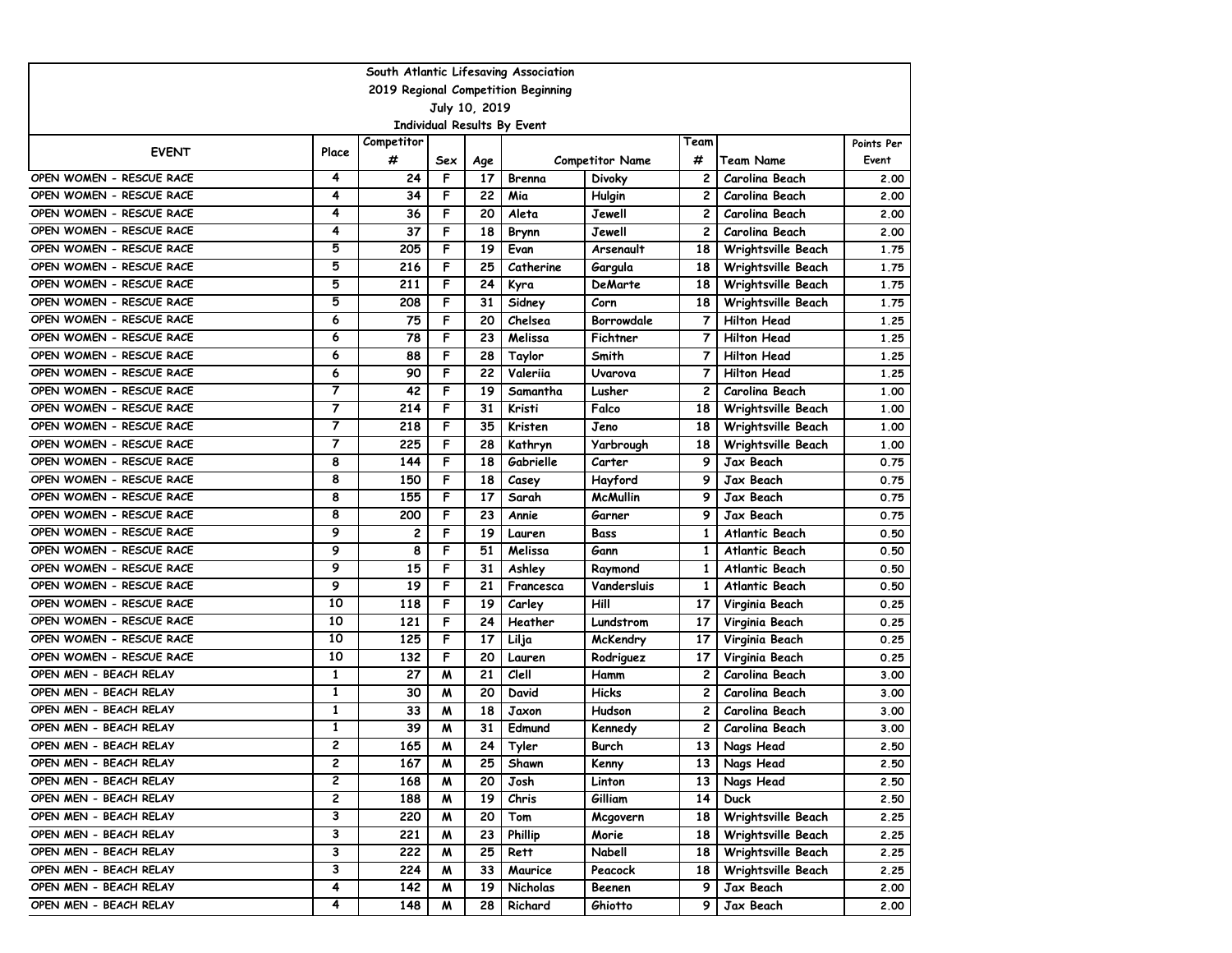South Atlantic Lifesaving Association

2019 Regional Competition Beginning

July 10, 2019

Individual Results By Event

| EVENT | Place | Competitor # | Sex | Age | Competitor Name | | Team # | Team Name | Points Per Event |
|---|---|---|---|---|---|---|---|---|---|
| OPEN WOMEN - RESCUE RACE | 4 | 24 | F | 17 | Brenna | Divoky | 2 | Carolina Beach | 2.00 |
| OPEN WOMEN - RESCUE RACE | 4 | 34 | F | 22 | Mia | Hulgin | 2 | Carolina Beach | 2.00 |
| OPEN WOMEN - RESCUE RACE | 4 | 36 | F | 20 | Aleta | Jewell | 2 | Carolina Beach | 2.00 |
| OPEN WOMEN - RESCUE RACE | 4 | 37 | F | 18 | Brynn | Jewell | 2 | Carolina Beach | 2.00 |
| OPEN WOMEN - RESCUE RACE | 5 | 205 | F | 19 | Evan | Arsenault | 18 | Wrightsville Beach | 1.75 |
| OPEN WOMEN - RESCUE RACE | 5 | 216 | F | 25 | Catherine | Gargula | 18 | Wrightsville Beach | 1.75 |
| OPEN WOMEN - RESCUE RACE | 5 | 211 | F | 24 | Kyra | DeMarte | 18 | Wrightsville Beach | 1.75 |
| OPEN WOMEN - RESCUE RACE | 5 | 208 | F | 31 | Sidney | Corn | 18 | Wrightsville Beach | 1.75 |
| OPEN WOMEN - RESCUE RACE | 6 | 75 | F | 20 | Chelsea | Borrowdale | 7 | Hilton Head | 1.25 |
| OPEN WOMEN - RESCUE RACE | 6 | 78 | F | 23 | Melissa | Fichtner | 7 | Hilton Head | 1.25 |
| OPEN WOMEN - RESCUE RACE | 6 | 88 | F | 28 | Taylor | Smith | 7 | Hilton Head | 1.25 |
| OPEN WOMEN - RESCUE RACE | 6 | 90 | F | 22 | Valeriia | Uvarova | 7 | Hilton Head | 1.25 |
| OPEN WOMEN - RESCUE RACE | 7 | 42 | F | 19 | Samantha | Lusher | 2 | Carolina Beach | 1.00 |
| OPEN WOMEN - RESCUE RACE | 7 | 214 | F | 31 | Kristi | Falco | 18 | Wrightsville Beach | 1.00 |
| OPEN WOMEN - RESCUE RACE | 7 | 218 | F | 35 | Kristen | Jeno | 18 | Wrightsville Beach | 1.00 |
| OPEN WOMEN - RESCUE RACE | 7 | 225 | F | 28 | Kathryn | Yarbrough | 18 | Wrightsville Beach | 1.00 |
| OPEN WOMEN - RESCUE RACE | 8 | 144 | F | 18 | Gabrielle | Carter | 9 | Jax Beach | 0.75 |
| OPEN WOMEN - RESCUE RACE | 8 | 150 | F | 18 | Casey | Hayford | 9 | Jax Beach | 0.75 |
| OPEN WOMEN - RESCUE RACE | 8 | 155 | F | 17 | Sarah | McMullin | 9 | Jax Beach | 0.75 |
| OPEN WOMEN - RESCUE RACE | 8 | 200 | F | 23 | Annie | Garner | 9 | Jax Beach | 0.75 |
| OPEN WOMEN - RESCUE RACE | 9 | 2 | F | 19 | Lauren | Bass | 1 | Atlantic Beach | 0.50 |
| OPEN WOMEN - RESCUE RACE | 9 | 8 | F | 51 | Melissa | Gann | 1 | Atlantic Beach | 0.50 |
| OPEN WOMEN - RESCUE RACE | 9 | 15 | F | 31 | Ashley | Raymond | 1 | Atlantic Beach | 0.50 |
| OPEN WOMEN - RESCUE RACE | 9 | 19 | F | 21 | Francesca | Vandersluis | 1 | Atlantic Beach | 0.50 |
| OPEN WOMEN - RESCUE RACE | 10 | 118 | F | 19 | Carley | Hill | 17 | Virginia Beach | 0.25 |
| OPEN WOMEN - RESCUE RACE | 10 | 121 | F | 24 | Heather | Lundstrom | 17 | Virginia Beach | 0.25 |
| OPEN WOMEN - RESCUE RACE | 10 | 125 | F | 17 | Lilja | McKendry | 17 | Virginia Beach | 0.25 |
| OPEN WOMEN - RESCUE RACE | 10 | 132 | F | 20 | Lauren | Rodriguez | 17 | Virginia Beach | 0.25 |
| OPEN MEN - BEACH RELAY | 1 | 27 | M | 21 | Clell | Hamm | 2 | Carolina Beach | 3.00 |
| OPEN MEN - BEACH RELAY | 1 | 30 | M | 20 | David | Hicks | 2 | Carolina Beach | 3.00 |
| OPEN MEN - BEACH RELAY | 1 | 33 | M | 18 | Jaxon | Hudson | 2 | Carolina Beach | 3.00 |
| OPEN MEN - BEACH RELAY | 1 | 39 | M | 31 | Edmund | Kennedy | 2 | Carolina Beach | 3.00 |
| OPEN MEN - BEACH RELAY | 2 | 165 | M | 24 | Tyler | Burch | 13 | Nags Head | 2.50 |
| OPEN MEN - BEACH RELAY | 2 | 167 | M | 25 | Shawn | Kenny | 13 | Nags Head | 2.50 |
| OPEN MEN - BEACH RELAY | 2 | 168 | M | 20 | Josh | Linton | 13 | Nags Head | 2.50 |
| OPEN MEN - BEACH RELAY | 2 | 188 | M | 19 | Chris | Gilliam | 14 | Duck | 2.50 |
| OPEN MEN - BEACH RELAY | 3 | 220 | M | 20 | Tom | Mcgovern | 18 | Wrightsville Beach | 2.25 |
| OPEN MEN - BEACH RELAY | 3 | 221 | M | 23 | Phillip | Morie | 18 | Wrightsville Beach | 2.25 |
| OPEN MEN - BEACH RELAY | 3 | 222 | M | 25 | Rett | Nabell | 18 | Wrightsville Beach | 2.25 |
| OPEN MEN - BEACH RELAY | 3 | 224 | M | 33 | Maurice | Peacock | 18 | Wrightsville Beach | 2.25 |
| OPEN MEN - BEACH RELAY | 4 | 142 | M | 19 | Nicholas | Beenen | 9 | Jax Beach | 2.00 |
| OPEN MEN - BEACH RELAY | 4 | 148 | M | 28 | Richard | Ghiotto | 9 | Jax Beach | 2.00 |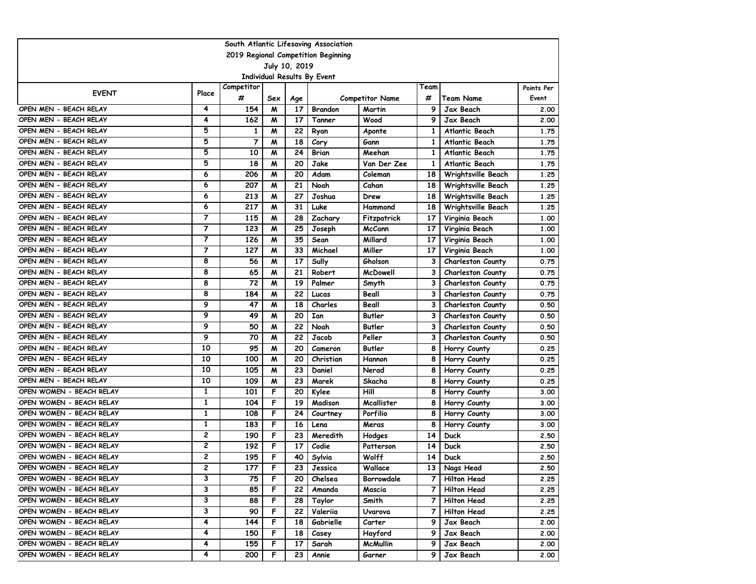South Atlantic Lifesaving Association
2019 Regional Competition Beginning
July 10, 2019
Individual Results By Event

| EVENT | Place | Competitor # | Sex | Age | Competitor Name | | Team # | Team Name | Points Per Event |
|---|---|---|---|---|---|---|---|---|---|
| OPEN MEN - BEACH RELAY | 4 | 154 | M | 17 | Brandon | Martin | 9 | Jax Beach | 2.00 |
| OPEN MEN - BEACH RELAY | 4 | 162 | M | 17 | Tanner | Wood | 9 | Jax Beach | 2.00 |
| OPEN MEN - BEACH RELAY | 5 | 1 | M | 22 | Ryan | Aponte | 1 | Atlantic Beach | 1.75 |
| OPEN MEN - BEACH RELAY | 5 | 7 | M | 18 | Cory | Gann | 1 | Atlantic Beach | 1.75 |
| OPEN MEN - BEACH RELAY | 5 | 10 | M | 24 | Brian | Meehan | 1 | Atlantic Beach | 1.75 |
| OPEN MEN - BEACH RELAY | 5 | 18 | M | 20 | Jake | Van Der Zee | 1 | Atlantic Beach | 1.75 |
| OPEN MEN - BEACH RELAY | 6 | 206 | M | 20 | Adam | Coleman | 18 | Wrightsville Beach | 1.25 |
| OPEN MEN - BEACH RELAY | 6 | 207 | M | 21 | Noah | Cahan | 18 | Wrightsville Beach | 1.25 |
| OPEN MEN - BEACH RELAY | 6 | 213 | M | 27 | Joshua | Drew | 18 | Wrightsville Beach | 1.25 |
| OPEN MEN - BEACH RELAY | 6 | 217 | M | 31 | Luke | Hammond | 18 | Wrightsville Beach | 1.25 |
| OPEN MEN - BEACH RELAY | 7 | 115 | M | 28 | Zachary | Fitzpatrick | 17 | Virginia Beach | 1.00 |
| OPEN MEN - BEACH RELAY | 7 | 123 | M | 25 | Joseph | McCann | 17 | Virginia Beach | 1.00 |
| OPEN MEN - BEACH RELAY | 7 | 126 | M | 35 | Sean | Millard | 17 | Virginia Beach | 1.00 |
| OPEN MEN - BEACH RELAY | 7 | 127 | M | 33 | Michael | Miller | 17 | Virginia Beach | 1.00 |
| OPEN MEN - BEACH RELAY | 8 | 56 | M | 17 | Sully | Gholson | 3 | Charleston County | 0.75 |
| OPEN MEN - BEACH RELAY | 8 | 65 | M | 21 | Robert | McDowell | 3 | Charleston County | 0.75 |
| OPEN MEN - BEACH RELAY | 8 | 72 | M | 19 | Palmer | Smyth | 3 | Charleston County | 0.75 |
| OPEN MEN - BEACH RELAY | 8 | 184 | M | 22 | Lucas | Beall | 3 | Charleston County | 0.75 |
| OPEN MEN - BEACH RELAY | 9 | 47 | M | 18 | Charles | Beall | 3 | Charleston County | 0.50 |
| OPEN MEN - BEACH RELAY | 9 | 49 | M | 20 | Ian | Butler | 3 | Charleston County | 0.50 |
| OPEN MEN - BEACH RELAY | 9 | 50 | M | 22 | Noah | Butler | 3 | Charleston County | 0.50 |
| OPEN MEN - BEACH RELAY | 9 | 70 | M | 22 | Jacob | Peller | 3 | Charleston County | 0.50 |
| OPEN MEN - BEACH RELAY | 10 | 95 | M | 20 | Cameron | Butler | 8 | Horry County | 0.25 |
| OPEN MEN - BEACH RELAY | 10 | 100 | M | 20 | Christian | Hannon | 8 | Horry County | 0.25 |
| OPEN MEN - BEACH RELAY | 10 | 105 | M | 23 | Daniel | Nerad | 8 | Horry County | 0.25 |
| OPEN MEN - BEACH RELAY | 10 | 109 | M | 23 | Marek | Skacha | 8 | Horry County | 0.25 |
| OPEN WOMEN - BEACH RELAY | 1 | 101 | F | 20 | Kylee | Hill | 8 | Horry County | 3.00 |
| OPEN WOMEN - BEACH RELAY | 1 | 104 | F | 19 | Madison | Mcallister | 8 | Horry County | 3.00 |
| OPEN WOMEN - BEACH RELAY | 1 | 108 | F | 24 | Courtney | Porfilio | 8 | Horry County | 3.00 |
| OPEN WOMEN - BEACH RELAY | 1 | 183 | F | 16 | Lena | Meras | 8 | Horry County | 3.00 |
| OPEN WOMEN - BEACH RELAY | 2 | 190 | F | 23 | Meredith | Hodges | 14 | Duck | 2.50 |
| OPEN WOMEN - BEACH RELAY | 2 | 192 | F | 17 | Codie | Patterson | 14 | Duck | 2.50 |
| OPEN WOMEN - BEACH RELAY | 2 | 195 | F | 40 | Sylvia | Wolff | 14 | Duck | 2.50 |
| OPEN WOMEN - BEACH RELAY | 2 | 177 | F | 23 | Jessica | Wallace | 13 | Nags Head | 2.50 |
| OPEN WOMEN - BEACH RELAY | 3 | 75 | F | 20 | Chelsea | Borrowdale | 7 | Hilton Head | 2.25 |
| OPEN WOMEN - BEACH RELAY | 3 | 85 | F | 22 | Amanda | Mascia | 7 | Hilton Head | 2.25 |
| OPEN WOMEN - BEACH RELAY | 3 | 88 | F | 28 | Taylor | Smith | 7 | Hilton Head | 2.25 |
| OPEN WOMEN - BEACH RELAY | 3 | 90 | F | 22 | Valeriia | Uvarova | 7 | Hilton Head | 2.25 |
| OPEN WOMEN - BEACH RELAY | 4 | 144 | F | 18 | Gabrielle | Carter | 9 | Jax Beach | 2.00 |
| OPEN WOMEN - BEACH RELAY | 4 | 150 | F | 18 | Casey | Hayford | 9 | Jax Beach | 2.00 |
| OPEN WOMEN - BEACH RELAY | 4 | 155 | F | 17 | Sarah | McMullin | 9 | Jax Beach | 2.00 |
| OPEN WOMEN - BEACH RELAY | 4 | 200 | F | 23 | Annie | Garner | 9 | Jax Beach | 2.00 |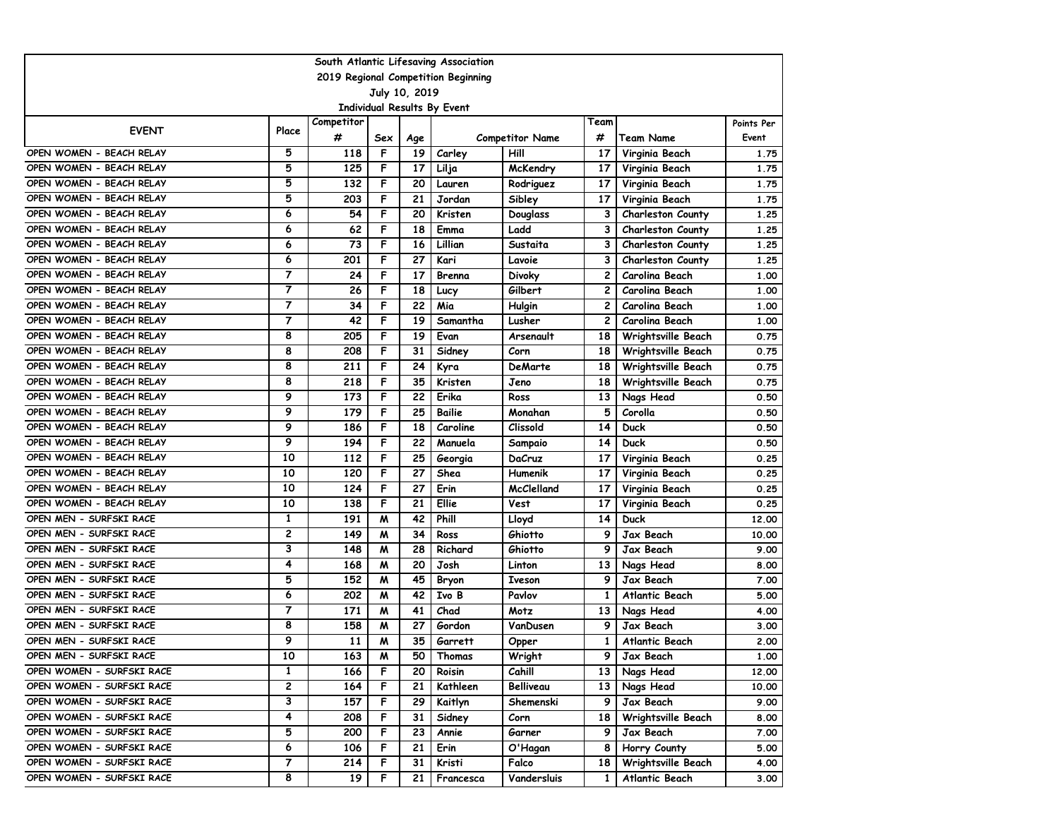| South Atlantic Lifesaving Association | | | | | | | | | |
|---|---|---|---|---|---|---|---|---|---|
| 2019 Regional Competition Beginning | | | | | | | | | |
| July 10, 2019 | | | | | | | | | |
| Individual Results By Event | | | | | | | | | |
| EVENT | Place | Competitor # | Sex | Age | Competitor Name | | Team # | Team Name | Points Per Event |
| OPEN WOMEN - BEACH RELAY | 5 | 118 | F | 19 | Carley | Hill | 17 | Virginia Beach | 1.75 |
| OPEN WOMEN - BEACH RELAY | 5 | 125 | F | 17 | Lilja | McKendry | 17 | Virginia Beach | 1.75 |
| OPEN WOMEN - BEACH RELAY | 5 | 132 | F | 20 | Lauren | Rodriguez | 17 | Virginia Beach | 1.75 |
| OPEN WOMEN - BEACH RELAY | 5 | 203 | F | 21 | Jordan | Sibley | 17 | Virginia Beach | 1.75 |
| OPEN WOMEN - BEACH RELAY | 6 | 54 | F | 20 | Kristen | Douglass | 3 | Charleston County | 1.25 |
| OPEN WOMEN - BEACH RELAY | 6 | 62 | F | 18 | Emma | Ladd | 3 | Charleston County | 1.25 |
| OPEN WOMEN - BEACH RELAY | 6 | 73 | F | 16 | Lillian | Sustaita | 3 | Charleston County | 1.25 |
| OPEN WOMEN - BEACH RELAY | 6 | 201 | F | 27 | Kari | Lavoie | 3 | Charleston County | 1.25 |
| OPEN WOMEN - BEACH RELAY | 7 | 24 | F | 17 | Brenna | Divoky | 2 | Carolina Beach | 1.00 |
| OPEN WOMEN - BEACH RELAY | 7 | 26 | F | 18 | Lucy | Gilbert | 2 | Carolina Beach | 1.00 |
| OPEN WOMEN - BEACH RELAY | 7 | 34 | F | 22 | Mia | Hulgin | 2 | Carolina Beach | 1.00 |
| OPEN WOMEN - BEACH RELAY | 7 | 42 | F | 19 | Samantha | Lusher | 2 | Carolina Beach | 1.00 |
| OPEN WOMEN - BEACH RELAY | 8 | 205 | F | 19 | Evan | Arsenault | 18 | Wrightsville Beach | 0.75 |
| OPEN WOMEN - BEACH RELAY | 8 | 208 | F | 31 | Sidney | Corn | 18 | Wrightsville Beach | 0.75 |
| OPEN WOMEN - BEACH RELAY | 8 | 211 | F | 24 | Kyra | DeMarte | 18 | Wrightsville Beach | 0.75 |
| OPEN WOMEN - BEACH RELAY | 8 | 218 | F | 35 | Kristen | Jeno | 18 | Wrightsville Beach | 0.75 |
| OPEN WOMEN - BEACH RELAY | 9 | 173 | F | 22 | Erika | Ross | 13 | Nags Head | 0.50 |
| OPEN WOMEN - BEACH RELAY | 9 | 179 | F | 25 | Bailie | Monahan | 5 | Corolla | 0.50 |
| OPEN WOMEN - BEACH RELAY | 9 | 186 | F | 18 | Caroline | Clissold | 14 | Duck | 0.50 |
| OPEN WOMEN - BEACH RELAY | 9 | 194 | F | 22 | Manuela | Sampaio | 14 | Duck | 0.50 |
| OPEN WOMEN - BEACH RELAY | 10 | 112 | F | 25 | Georgia | DaCruz | 17 | Virginia Beach | 0.25 |
| OPEN WOMEN - BEACH RELAY | 10 | 120 | F | 27 | Shea | Humenik | 17 | Virginia Beach | 0.25 |
| OPEN WOMEN - BEACH RELAY | 10 | 124 | F | 27 | Erin | McClelland | 17 | Virginia Beach | 0.25 |
| OPEN WOMEN - BEACH RELAY | 10 | 138 | F | 21 | Ellie | Vest | 17 | Virginia Beach | 0.25 |
| OPEN MEN - SURFSKI RACE | 1 | 191 | M | 42 | Phill | Lloyd | 14 | Duck | 12.00 |
| OPEN MEN - SURFSKI RACE | 2 | 149 | M | 34 | Ross | Ghiotto | 9 | Jax Beach | 10.00 |
| OPEN MEN - SURFSKI RACE | 3 | 148 | M | 28 | Richard | Ghiotto | 9 | Jax Beach | 9.00 |
| OPEN MEN - SURFSKI RACE | 4 | 168 | M | 20 | Josh | Linton | 13 | Nags Head | 8.00 |
| OPEN MEN - SURFSKI RACE | 5 | 152 | M | 45 | Bryon | Iveson | 9 | Jax Beach | 7.00 |
| OPEN MEN - SURFSKI RACE | 6 | 202 | M | 42 | Ivo B | Pavlov | 1 | Atlantic Beach | 5.00 |
| OPEN MEN - SURFSKI RACE | 7 | 171 | M | 41 | Chad | Motz | 13 | Nags Head | 4.00 |
| OPEN MEN - SURFSKI RACE | 8 | 158 | M | 27 | Gordon | VanDusen | 9 | Jax Beach | 3.00 |
| OPEN MEN - SURFSKI RACE | 9 | 11 | M | 35 | Garrett | Opper | 1 | Atlantic Beach | 2.00 |
| OPEN MEN - SURFSKI RACE | 10 | 163 | M | 50 | Thomas | Wright | 9 | Jax Beach | 1.00 |
| OPEN WOMEN - SURFSKI RACE | 1 | 166 | F | 20 | Roisin | Cahill | 13 | Nags Head | 12.00 |
| OPEN WOMEN - SURFSKI RACE | 2 | 164 | F | 21 | Kathleen | Belliveau | 13 | Nags Head | 10.00 |
| OPEN WOMEN - SURFSKI RACE | 3 | 157 | F | 29 | Kaitlyn | Shemenski | 9 | Jax Beach | 9.00 |
| OPEN WOMEN - SURFSKI RACE | 4 | 208 | F | 31 | Sidney | Corn | 18 | Wrightsville Beach | 8.00 |
| OPEN WOMEN - SURFSKI RACE | 5 | 200 | F | 23 | Annie | Garner | 9 | Jax Beach | 7.00 |
| OPEN WOMEN - SURFSKI RACE | 6 | 106 | F | 21 | Erin | O'Hagan | 8 | Horry County | 5.00 |
| OPEN WOMEN - SURFSKI RACE | 7 | 214 | F | 31 | Kristi | Falco | 18 | Wrightsville Beach | 4.00 |
| OPEN WOMEN - SURFSKI RACE | 8 | 19 | F | 21 | Francesca | Vandersluis | 1 | Atlantic Beach | 3.00 |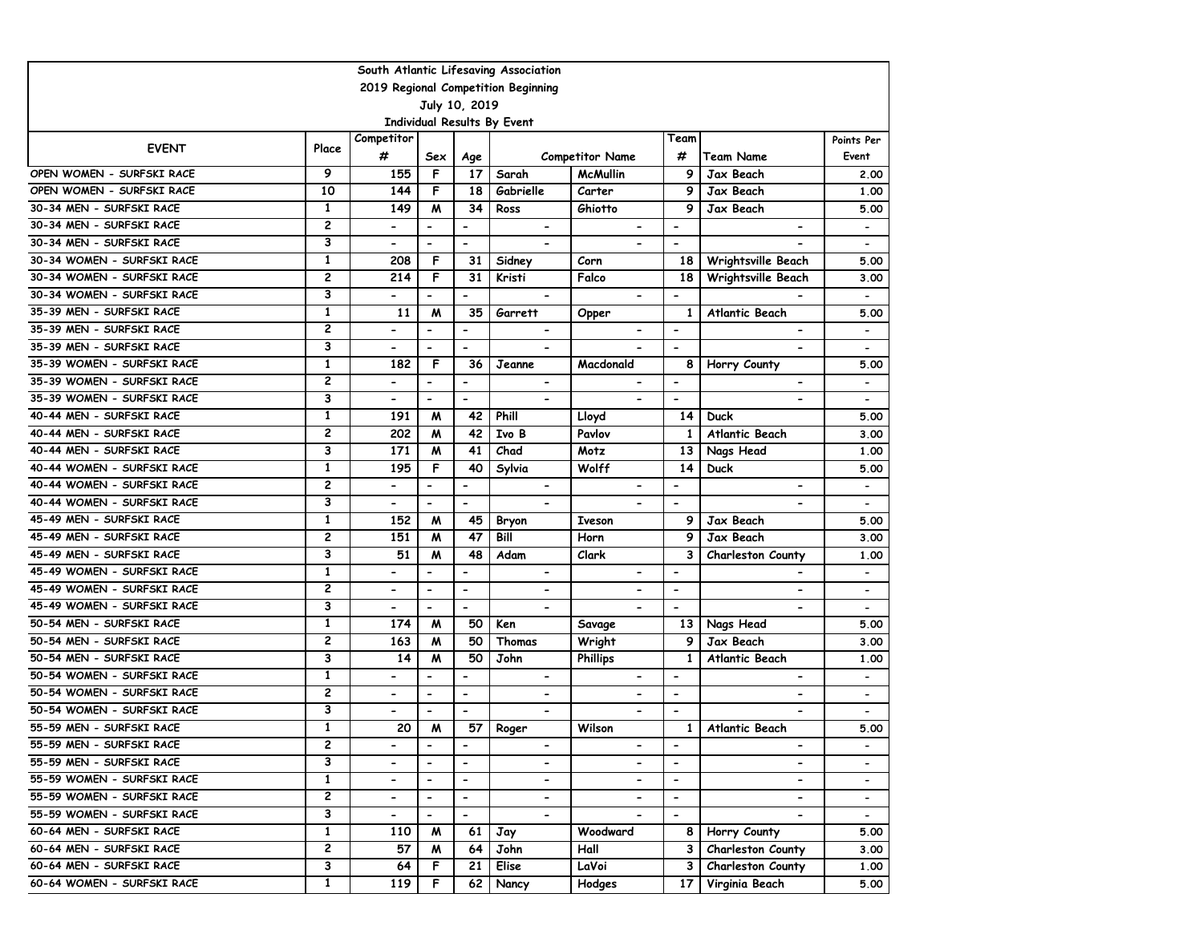South Atlantic Lifesaving Association

2019 Regional Competition Beginning

July 10, 2019

Individual Results By Event

| EVENT | Place | Competitor # | Sex | Age | Competitor Name | | Team # | Team Name | Points Per Event |
|---|---|---|---|---|---|---|---|---|---|
| OPEN WOMEN - SURFSKI RACE | 9 | 155 | F | 17 | Sarah | McMullin | 9 | Jax Beach | 2.00 |
| OPEN WOMEN - SURFSKI RACE | 10 | 144 | F | 18 | Gabrielle | Carter | 9 | Jax Beach | 1.00 |
| 30-34 MEN - SURFSKI RACE | 1 | 149 | M | 34 | Ross | Ghiotto | 9 | Jax Beach | 5.00 |
| 30-34 MEN - SURFSKI RACE | 2 | - | - | - | - | - | - | - | - |
| 30-34 MEN - SURFSKI RACE | 3 | - | - | - | - | - | - | - | - |
| 30-34 WOMEN - SURFSKI RACE | 1 | 208 | F | 31 | Sidney | Corn | 18 | Wrightsville Beach | 5.00 |
| 30-34 WOMEN - SURFSKI RACE | 2 | 214 | F | 31 | Kristi | Falco | 18 | Wrightsville Beach | 3.00 |
| 30-34 WOMEN - SURFSKI RACE | 3 | - | - | - | - | - | - | - | - |
| 35-39 MEN - SURFSKI RACE | 1 | 11 | M | 35 | Garrett | Opper | 1 | Atlantic Beach | 5.00 |
| 35-39 MEN - SURFSKI RACE | 2 | - | - | - | - | - | - | - | - |
| 35-39 MEN - SURFSKI RACE | 3 | - | - | - | - | - | - | - | - |
| 35-39 WOMEN - SURFSKI RACE | 1 | 182 | F | 36 | Jeanne | Macdonald | 8 | Horry County | 5.00 |
| 35-39 WOMEN - SURFSKI RACE | 2 | - | - | - | - | - | - | - | - |
| 35-39 WOMEN - SURFSKI RACE | 3 | - | - | - | - | - | - | - | - |
| 40-44 MEN - SURFSKI RACE | 1 | 191 | M | 42 | Phill | Lloyd | 14 | Duck | 5.00 |
| 40-44 MEN - SURFSKI RACE | 2 | 202 | M | 42 | Ivo B | Pavlov | 1 | Atlantic Beach | 3.00 |
| 40-44 MEN - SURFSKI RACE | 3 | 171 | M | 41 | Chad | Motz | 13 | Nags Head | 1.00 |
| 40-44 WOMEN - SURFSKI RACE | 1 | 195 | F | 40 | Sylvia | Wolff | 14 | Duck | 5.00 |
| 40-44 WOMEN - SURFSKI RACE | 2 | - | - | - | - | - | - | - | - |
| 40-44 WOMEN - SURFSKI RACE | 3 | - | - | - | - | - | - | - | - |
| 45-49 MEN - SURFSKI RACE | 1 | 152 | M | 45 | Bryon | Iveson | 9 | Jax Beach | 5.00 |
| 45-49 MEN - SURFSKI RACE | 2 | 151 | M | 47 | Bill | Horn | 9 | Jax Beach | 3.00 |
| 45-49 MEN - SURFSKI RACE | 3 | 51 | M | 48 | Adam | Clark | 3 | Charleston County | 1.00 |
| 45-49 WOMEN - SURFSKI RACE | 1 | - | - | - | - | - | - | - | - |
| 45-49 WOMEN - SURFSKI RACE | 2 | - | - | - | - | - | - | - | - |
| 45-49 WOMEN - SURFSKI RACE | 3 | - | - | - | - | - | - | - | - |
| 50-54 MEN - SURFSKI RACE | 1 | 174 | M | 50 | Ken | Savage | 13 | Nags Head | 5.00 |
| 50-54 MEN - SURFSKI RACE | 2 | 163 | M | 50 | Thomas | Wright | 9 | Jax Beach | 3.00 |
| 50-54 MEN - SURFSKI RACE | 3 | 14 | M | 50 | John | Phillips | 1 | Atlantic Beach | 1.00 |
| 50-54 WOMEN - SURFSKI RACE | 1 | - | - | - | - | - | - | - | - |
| 50-54 WOMEN - SURFSKI RACE | 2 | - | - | - | - | - | - | - | - |
| 50-54 WOMEN - SURFSKI RACE | 3 | - | - | - | - | - | - | - | - |
| 55-59 MEN - SURFSKI RACE | 1 | 20 | M | 57 | Roger | Wilson | 1 | Atlantic Beach | 5.00 |
| 55-59 MEN - SURFSKI RACE | 2 | - | - | - | - | - | - | - | - |
| 55-59 MEN - SURFSKI RACE | 3 | - | - | - | - | - | - | - | - |
| 55-59 WOMEN - SURFSKI RACE | 1 | - | - | - | - | - | - | - | - |
| 55-59 WOMEN - SURFSKI RACE | 2 | - | - | - | - | - | - | - | - |
| 55-59 WOMEN - SURFSKI RACE | 3 | - | - | - | - | - | - | - | - |
| 60-64 MEN - SURFSKI RACE | 1 | 110 | M | 61 | Jay | Woodward | 8 | Horry County | 5.00 |
| 60-64 MEN - SURFSKI RACE | 2 | 57 | M | 64 | John | Hall | 3 | Charleston County | 3.00 |
| 60-64 MEN - SURFSKI RACE | 3 | 64 | F | 21 | Elise | LaVoi | 3 | Charleston County | 1.00 |
| 60-64 WOMEN - SURFSKI RACE | 1 | 119 | F | 62 | Nancy | Hodges | 17 | Virginia Beach | 5.00 |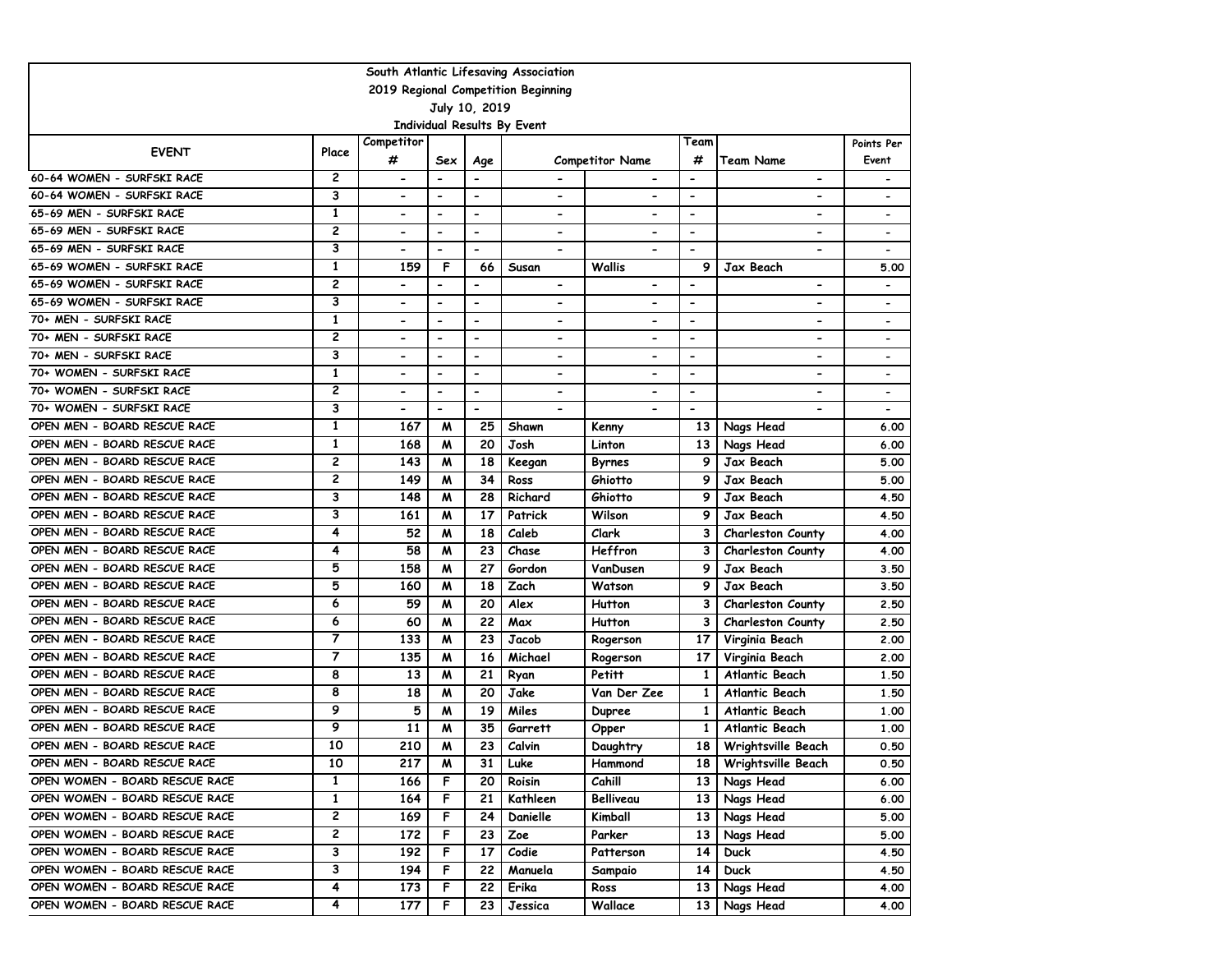South Atlantic Lifesaving Association
2019 Regional Competition Beginning
July 10, 2019
Individual Results By Event

| EVENT | Place | Competitor # | Sex | Age | Competitor Name | | Team # | Team Name | Points Per Event |
|---|---|---|---|---|---|---|---|---|---|
| 60-64 WOMEN - SURFSKI RACE | 2 | - | - | - | - | - | - | - | - |
| 60-64 WOMEN - SURFSKI RACE | 3 | - | - | - | - | - | - | - | - |
| 65-69 MEN - SURFSKI RACE | 1 | - | - | - | - | - | - | - | - |
| 65-69 MEN - SURFSKI RACE | 2 | - | - | - | - | - | - | - | - |
| 65-69 MEN - SURFSKI RACE | 3 | - | - | - | - | - | - | - | - |
| 65-69 WOMEN - SURFSKI RACE | 1 | 159 | F | 66 | Susan | Wallis | 9 | Jax Beach | 5.00 |
| 65-69 WOMEN - SURFSKI RACE | 2 | - | - | - | - | - | - | - | - |
| 65-69 WOMEN - SURFSKI RACE | 3 | - | - | - | - | - | - | - | - |
| 70+ MEN - SURFSKI RACE | 1 | - | - | - | - | - | - | - | - |
| 70+ MEN - SURFSKI RACE | 2 | - | - | - | - | - | - | - | - |
| 70+ MEN - SURFSKI RACE | 3 | - | - | - | - | - | - | - | - |
| 70+ WOMEN - SURFSKI RACE | 1 | - | - | - | - | - | - | - | - |
| 70+ WOMEN - SURFSKI RACE | 2 | - | - | - | - | - | - | - | - |
| 70+ WOMEN - SURFSKI RACE | 3 | - | - | - | - | - | - | - | - |
| OPEN MEN - BOARD RESCUE RACE | 1 | 167 | M | 25 | Shawn | Kenny | 13 | Nags Head | 6.00 |
| OPEN MEN - BOARD RESCUE RACE | 1 | 168 | M | 20 | Josh | Linton | 13 | Nags Head | 6.00 |
| OPEN MEN - BOARD RESCUE RACE | 2 | 143 | M | 18 | Keegan | Byrnes | 9 | Jax Beach | 5.00 |
| OPEN MEN - BOARD RESCUE RACE | 2 | 149 | M | 34 | Ross | Ghiotto | 9 | Jax Beach | 5.00 |
| OPEN MEN - BOARD RESCUE RACE | 3 | 148 | M | 28 | Richard | Ghiotto | 9 | Jax Beach | 4.50 |
| OPEN MEN - BOARD RESCUE RACE | 3 | 161 | M | 17 | Patrick | Wilson | 9 | Jax Beach | 4.50 |
| OPEN MEN - BOARD RESCUE RACE | 4 | 52 | M | 18 | Caleb | Clark | 3 | Charleston County | 4.00 |
| OPEN MEN - BOARD RESCUE RACE | 4 | 58 | M | 23 | Chase | Heffron | 3 | Charleston County | 4.00 |
| OPEN MEN - BOARD RESCUE RACE | 5 | 158 | M | 27 | Gordon | VanDusen | 9 | Jax Beach | 3.50 |
| OPEN MEN - BOARD RESCUE RACE | 5 | 160 | M | 18 | Zach | Watson | 9 | Jax Beach | 3.50 |
| OPEN MEN - BOARD RESCUE RACE | 6 | 59 | M | 20 | Alex | Hutton | 3 | Charleston County | 2.50 |
| OPEN MEN - BOARD RESCUE RACE | 6 | 60 | M | 22 | Max | Hutton | 3 | Charleston County | 2.50 |
| OPEN MEN - BOARD RESCUE RACE | 7 | 133 | M | 23 | Jacob | Rogerson | 17 | Virginia Beach | 2.00 |
| OPEN MEN - BOARD RESCUE RACE | 7 | 135 | M | 16 | Michael | Rogerson | 17 | Virginia Beach | 2.00 |
| OPEN MEN - BOARD RESCUE RACE | 8 | 13 | M | 21 | Ryan | Petitt | 1 | Atlantic Beach | 1.50 |
| OPEN MEN - BOARD RESCUE RACE | 8 | 18 | M | 20 | Jake | Van Der Zee | 1 | Atlantic Beach | 1.50 |
| OPEN MEN - BOARD RESCUE RACE | 9 | 5 | M | 19 | Miles | Dupree | 1 | Atlantic Beach | 1.00 |
| OPEN MEN - BOARD RESCUE RACE | 9 | 11 | M | 35 | Garrett | Opper | 1 | Atlantic Beach | 1.00 |
| OPEN MEN - BOARD RESCUE RACE | 10 | 210 | M | 23 | Calvin | Daughtry | 18 | Wrightsville Beach | 0.50 |
| OPEN MEN - BOARD RESCUE RACE | 10 | 217 | M | 31 | Luke | Hammond | 18 | Wrightsville Beach | 0.50 |
| OPEN WOMEN - BOARD RESCUE RACE | 1 | 166 | F | 20 | Roisin | Cahill | 13 | Nags Head | 6.00 |
| OPEN WOMEN - BOARD RESCUE RACE | 1 | 164 | F | 21 | Kathleen | Belliveau | 13 | Nags Head | 6.00 |
| OPEN WOMEN - BOARD RESCUE RACE | 2 | 169 | F | 24 | Danielle | Kimball | 13 | Nags Head | 5.00 |
| OPEN WOMEN - BOARD RESCUE RACE | 2 | 172 | F | 23 | Zoe | Parker | 13 | Nags Head | 5.00 |
| OPEN WOMEN - BOARD RESCUE RACE | 3 | 192 | F | 17 | Codie | Patterson | 14 | Duck | 4.50 |
| OPEN WOMEN - BOARD RESCUE RACE | 3 | 194 | F | 22 | Manuela | Sampaio | 14 | Duck | 4.50 |
| OPEN WOMEN - BOARD RESCUE RACE | 4 | 173 | F | 22 | Erika | Ross | 13 | Nags Head | 4.00 |
| OPEN WOMEN - BOARD RESCUE RACE | 4 | 177 | F | 23 | Jessica | Wallace | 13 | Nags Head | 4.00 |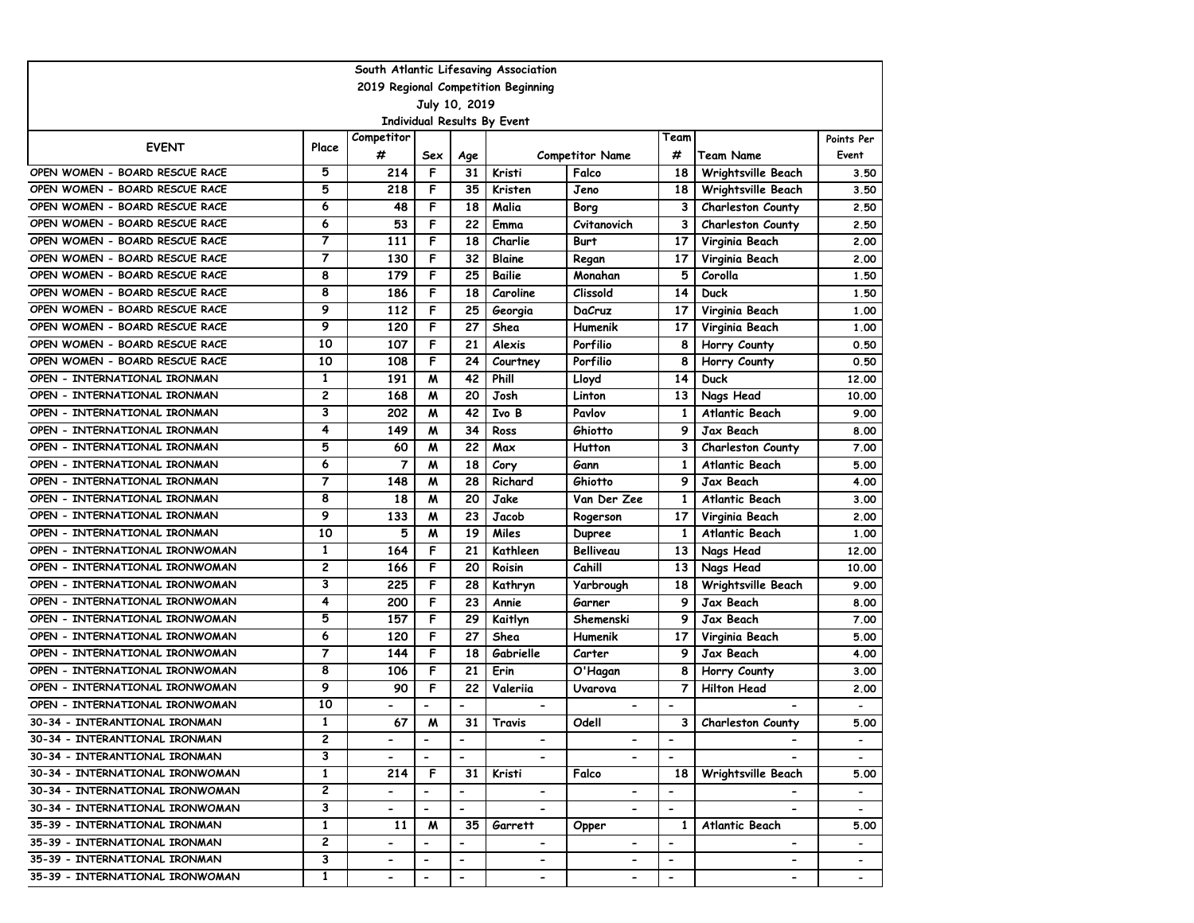South Atlantic Lifesaving Association

2019 Regional Competition Beginning

July 10, 2019

Individual Results By Event

| EVENT | Place | Competitor # | Sex | Age | Competitor Name | | Team # | Team Name | Points Per Event |
|---|---|---|---|---|---|---|---|---|---|
| OPEN WOMEN - BOARD RESCUE RACE | 5 | 214 | F | 31 | Kristi | Falco | 18 | Wrightsville Beach | 3.50 |
| OPEN WOMEN - BOARD RESCUE RACE | 5 | 218 | F | 35 | Kristen | Jeno | 18 | Wrightsville Beach | 3.50 |
| OPEN WOMEN - BOARD RESCUE RACE | 6 | 48 | F | 18 | Malia | Borg | 3 | Charleston County | 2.50 |
| OPEN WOMEN - BOARD RESCUE RACE | 6 | 53 | F | 22 | Emma | Cvitanovich | 3 | Charleston County | 2.50 |
| OPEN WOMEN - BOARD RESCUE RACE | 7 | 111 | F | 18 | Charlie | Burt | 17 | Virginia Beach | 2.00 |
| OPEN WOMEN - BOARD RESCUE RACE | 7 | 130 | F | 32 | Blaine | Regan | 17 | Virginia Beach | 2.00 |
| OPEN WOMEN - BOARD RESCUE RACE | 8 | 179 | F | 25 | Bailie | Monahan | 5 | Corolla | 1.50 |
| OPEN WOMEN - BOARD RESCUE RACE | 8 | 186 | F | 18 | Caroline | Clissold | 14 | Duck | 1.50 |
| OPEN WOMEN - BOARD RESCUE RACE | 9 | 112 | F | 25 | Georgia | DaCruz | 17 | Virginia Beach | 1.00 |
| OPEN WOMEN - BOARD RESCUE RACE | 9 | 120 | F | 27 | Shea | Humenik | 17 | Virginia Beach | 1.00 |
| OPEN WOMEN - BOARD RESCUE RACE | 10 | 107 | F | 21 | Alexis | Porfilio | 8 | Horry County | 0.50 |
| OPEN WOMEN - BOARD RESCUE RACE | 10 | 108 | F | 24 | Courtney | Porfilio | 8 | Horry County | 0.50 |
| OPEN - INTERNATIONAL IRONMAN | 1 | 191 | M | 42 | Phill | Lloyd | 14 | Duck | 12.00 |
| OPEN - INTERNATIONAL IRONMAN | 2 | 168 | M | 20 | Josh | Linton | 13 | Nags Head | 10.00 |
| OPEN - INTERNATIONAL IRONMAN | 3 | 202 | M | 42 | Ivo B | Pavlov | 1 | Atlantic Beach | 9.00 |
| OPEN - INTERNATIONAL IRONMAN | 4 | 149 | M | 34 | Ross | Ghiotto | 9 | Jax Beach | 8.00 |
| OPEN - INTERNATIONAL IRONMAN | 5 | 60 | M | 22 | Max | Hutton | 3 | Charleston County | 7.00 |
| OPEN - INTERNATIONAL IRONMAN | 6 | 7 | M | 18 | Cory | Gann | 1 | Atlantic Beach | 5.00 |
| OPEN - INTERNATIONAL IRONMAN | 7 | 148 | M | 28 | Richard | Ghiotto | 9 | Jax Beach | 4.00 |
| OPEN - INTERNATIONAL IRONMAN | 8 | 18 | M | 20 | Jake | Van Der Zee | 1 | Atlantic Beach | 3.00 |
| OPEN - INTERNATIONAL IRONMAN | 9 | 133 | M | 23 | Jacob | Rogerson | 17 | Virginia Beach | 2.00 |
| OPEN - INTERNATIONAL IRONMAN | 10 | 5 | M | 19 | Miles | Dupree | 1 | Atlantic Beach | 1.00 |
| OPEN - INTERNATIONAL IRONWOMAN | 1 | 164 | F | 21 | Kathleen | Belliveau | 13 | Nags Head | 12.00 |
| OPEN - INTERNATIONAL IRONWOMAN | 2 | 166 | F | 20 | Roisin | Cahill | 13 | Nags Head | 10.00 |
| OPEN - INTERNATIONAL IRONWOMAN | 3 | 225 | F | 28 | Kathryn | Yarbrough | 18 | Wrightsville Beach | 9.00 |
| OPEN - INTERNATIONAL IRONWOMAN | 4 | 200 | F | 23 | Annie | Garner | 9 | Jax Beach | 8.00 |
| OPEN - INTERNATIONAL IRONWOMAN | 5 | 157 | F | 29 | Kaitlyn | Shemenski | 9 | Jax Beach | 7.00 |
| OPEN - INTERNATIONAL IRONWOMAN | 6 | 120 | F | 27 | Shea | Humenik | 17 | Virginia Beach | 5.00 |
| OPEN - INTERNATIONAL IRONWOMAN | 7 | 144 | F | 18 | Gabrielle | Carter | 9 | Jax Beach | 4.00 |
| OPEN - INTERNATIONAL IRONWOMAN | 8 | 106 | F | 21 | Erin | O'Hagan | 8 | Horry County | 3.00 |
| OPEN - INTERNATIONAL IRONWOMAN | 9 | 90 | F | 22 | Valeriia | Uvarova | 7 | Hilton Head | 2.00 |
| OPEN - INTERNATIONAL IRONWOMAN | 10 | - | - | - | - | - | - | - | - |
| 30-34 - INTERANTIONAL IRONMAN | 1 | 67 | M | 31 | Travis | Odell | 3 | Charleston County | 5.00 |
| 30-34 - INTERANTIONAL IRONMAN | 2 | - | - | - | - | - | - | - | - |
| 30-34 - INTERANTIONAL IRONMAN | 3 | - | - | - | - | - | - | - | - |
| 30-34 - INTERNATIONAL IRONWOMAN | 1 | 214 | F | 31 | Kristi | Falco | 18 | Wrightsville Beach | 5.00 |
| 30-34 - INTERNATIONAL IRONWOMAN | 2 | - | - | - | - | - | - | - | - |
| 30-34 - INTERNATIONAL IRONWOMAN | 3 | - | - | - | - | - | - | - | - |
| 35-39 - INTERNATIONAL IRONMAN | 1 | 11 | M | 35 | Garrett | Opper | 1 | Atlantic Beach | 5.00 |
| 35-39 - INTERNATIONAL IRONMAN | 2 | - | - | - | - | - | - | - | - |
| 35-39 - INTERNATIONAL IRONMAN | 3 | - | - | - | - | - | - | - | - |
| 35-39 - INTERNATIONAL IRONWOMAN | 1 | - | - | - | - | - | - | - | - |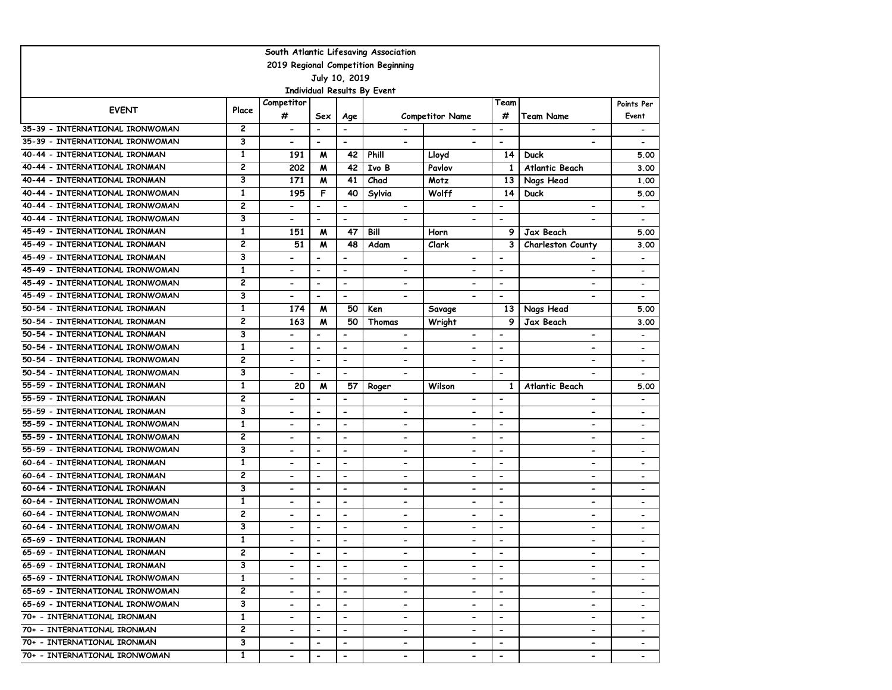| South Atlantic Lifesaving Association | | | | | | | | | |
|---|---|---|---|---|---|---|---|---|---|
| 2019 Regional Competition Beginning | | | | | | | | | |
| July 10, 2019 | | | | | | | | | |
| Individual Results By Event | | | | | | | | | |
| EVENT | Place | Competitor # | Sex | Age | Competitor Name | | Team # | Team Name | Points Per Event |
| 35-39 - INTERNATIONAL IRONWOMAN | 2 | - | - | - | - | - | - | - | - |
| 35-39 - INTERNATIONAL IRONWOMAN | 3 | - | - | - | - | - | - | - | - |
| 40-44 - INTERNATIONAL IRONMAN | 1 | 191 | M | 42 | Phill | Lloyd | 14 | Duck | 5.00 |
| 40-44 - INTERNATIONAL IRONMAN | 2 | 202 | M | 42 | Ivo B | Pavlov | 1 | Atlantic Beach | 3.00 |
| 40-44 - INTERNATIONAL IRONMAN | 3 | 171 | M | 41 | Chad | Motz | 13 | Nags Head | 1.00 |
| 40-44 - INTERNATIONAL IRONWOMAN | 1 | 195 | F | 40 | Sylvia | Wolff | 14 | Duck | 5.00 |
| 40-44 - INTERNATIONAL IRONWOMAN | 2 | - | - | - | - | - | - | - | - |
| 40-44 - INTERNATIONAL IRONWOMAN | 3 | - | - | - | - | - | - | - | - |
| 45-49 - INTERNATIONAL IRONMAN | 1 | 151 | M | 47 | Bill | Horn | 9 | Jax Beach | 5.00 |
| 45-49 - INTERNATIONAL IRONMAN | 2 | 51 | M | 48 | Adam | Clark | 3 | Charleston County | 3.00 |
| 45-49 - INTERNATIONAL IRONMAN | 3 | - | - | - | - | - | - | - | - |
| 45-49 - INTERNATIONAL IRONWOMAN | 1 | - | - | - | - | - | - | - | - |
| 45-49 - INTERNATIONAL IRONWOMAN | 2 | - | - | - | - | - | - | - | - |
| 45-49 - INTERNATIONAL IRONWOMAN | 3 | - | - | - | - | - | - | - | - |
| 50-54 - INTERNATIONAL IRONMAN | 1 | 174 | M | 50 | Ken | Savage | 13 | Nags Head | 5.00 |
| 50-54 - INTERNATIONAL IRONMAN | 2 | 163 | M | 50 | Thomas | Wright | 9 | Jax Beach | 3.00 |
| 50-54 - INTERNATIONAL IRONMAN | 3 | - | - | - | - | - | - | - | - |
| 50-54 - INTERNATIONAL IRONWOMAN | 1 | - | - | - | - | - | - | - | - |
| 50-54 - INTERNATIONAL IRONWOMAN | 2 | - | - | - | - | - | - | - | - |
| 50-54 - INTERNATIONAL IRONWOMAN | 3 | - | - | - | - | - | - | - | - |
| 55-59 - INTERNATIONAL IRONMAN | 1 | 20 | M | 57 | Roger | Wilson | 1 | Atlantic Beach | 5.00 |
| 55-59 - INTERNATIONAL IRONMAN | 2 | - | - | - | - | - | - | - | - |
| 55-59 - INTERNATIONAL IRONMAN | 3 | - | - | - | - | - | - | - | - |
| 55-59 - INTERNATIONAL IRONWOMAN | 1 | - | - | - | - | - | - | - | - |
| 55-59 - INTERNATIONAL IRONWOMAN | 2 | - | - | - | - | - | - | - | - |
| 55-59 - INTERNATIONAL IRONWOMAN | 3 | - | - | - | - | - | - | - | - |
| 60-64 - INTERNATIONAL IRONMAN | 1 | - | - | - | - | - | - | - | - |
| 60-64 - INTERNATIONAL IRONMAN | 2 | - | - | - | - | - | - | - | - |
| 60-64 - INTERNATIONAL IRONMAN | 3 | - | - | - | - | - | - | - | - |
| 60-64 - INTERNATIONAL IRONWOMAN | 1 | - | - | - | - | - | - | - | - |
| 60-64 - INTERNATIONAL IRONWOMAN | 2 | - | - | - | - | - | - | - | - |
| 60-64 - INTERNATIONAL IRONWOMAN | 3 | - | - | - | - | - | - | - | - |
| 65-69 - INTERNATIONAL IRONMAN | 1 | - | - | - | - | - | - | - | - |
| 65-69 - INTERNATIONAL IRONMAN | 2 | - | - | - | - | - | - | - | - |
| 65-69 - INTERNATIONAL IRONMAN | 3 | - | - | - | - | - | - | - | - |
| 65-69 - INTERNATIONAL IRONWOMAN | 1 | - | - | - | - | - | - | - | - |
| 65-69 - INTERNATIONAL IRONWOMAN | 2 | - | - | - | - | - | - | - | - |
| 65-69 - INTERNATIONAL IRONWOMAN | 3 | - | - | - | - | - | - | - | - |
| 70+ - INTERNATIONAL IRONMAN | 1 | - | - | - | - | - | - | - | - |
| 70+ - INTERNATIONAL IRONMAN | 2 | - | - | - | - | - | - | - | - |
| 70+ - INTERNATIONAL IRONMAN | 3 | - | - | - | - | - | - | - | - |
| 70+ - INTERNATIONAL IRONWOMAN | 1 | - | - | - | - | - | - | - | - |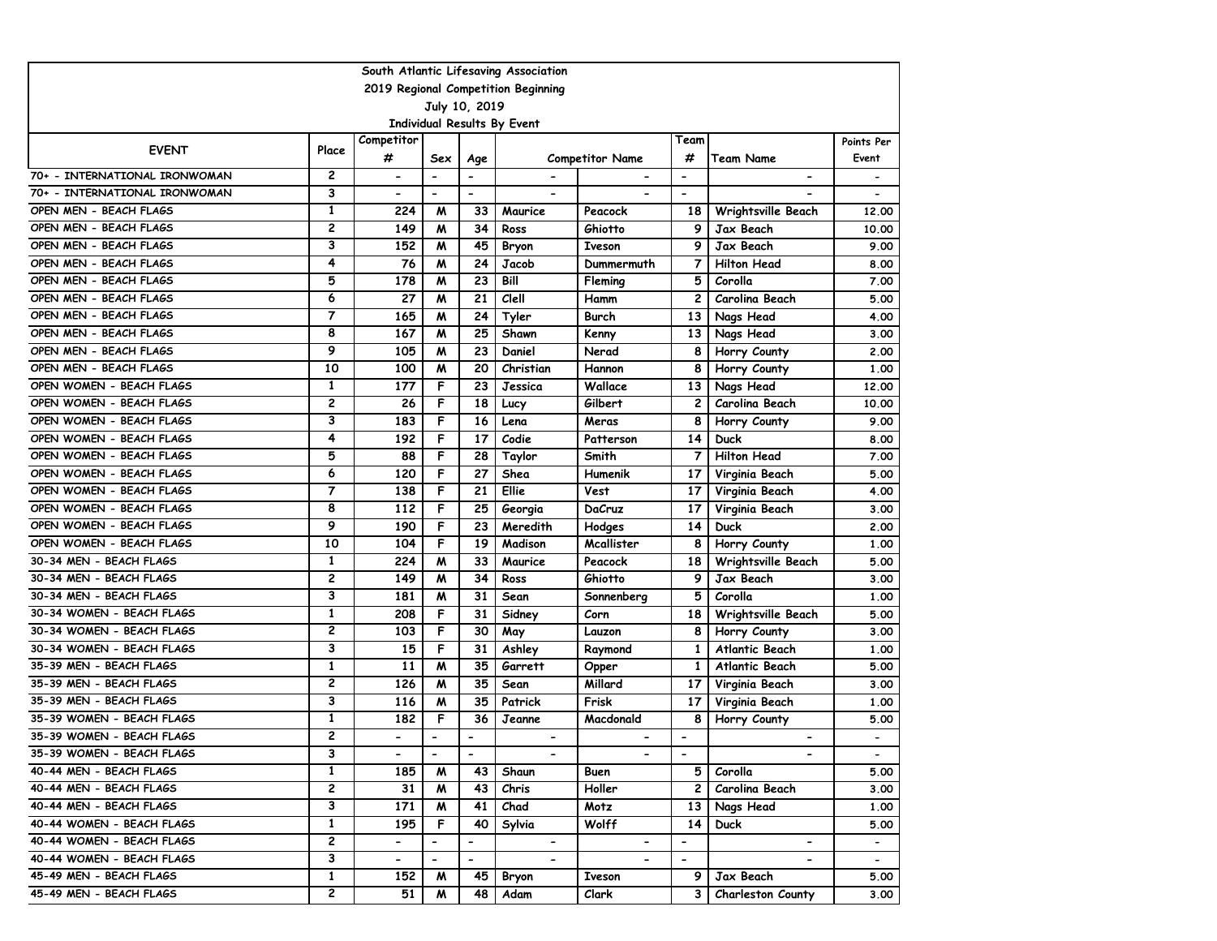| South Atlantic Lifesaving Association | | | | | | | | | |
|---|---|---|---|---|---|---|---|---|---|
| 2019 Regional Competition Beginning | | | | | | | | | |
| July 10, 2019 | | | | | | | | | |
| Individual Results By Event | | | | | | | | | |
| EVENT | Place | Competitor # | Sex | Age | Competitor Name | | Team # | Team Name | Points Per Event |
| 70+ - INTERNATIONAL IRONWOMAN | 2 | - | - | - | - | - | - | - | - |
| 70+ - INTERNATIONAL IRONWOMAN | 3 | - | - | - | - | - | - | - | - |
| OPEN MEN - BEACH FLAGS | 1 | 224 | M | 33 | Maurice | Peacock | 18 | Wrightsville Beach | 12.00 |
| OPEN MEN - BEACH FLAGS | 2 | 149 | M | 34 | Ross | Ghiotto | 9 | Jax Beach | 10.00 |
| OPEN MEN - BEACH FLAGS | 3 | 152 | M | 45 | Bryon | Iveson | 9 | Jax Beach | 9.00 |
| OPEN MEN - BEACH FLAGS | 4 | 76 | M | 24 | Jacob | Dummermuth | 7 | Hilton Head | 8.00 |
| OPEN MEN - BEACH FLAGS | 5 | 178 | M | 23 | Bill | Fleming | 5 | Corolla | 7.00 |
| OPEN MEN - BEACH FLAGS | 6 | 27 | M | 21 | Clell | Hamm | 2 | Carolina Beach | 5.00 |
| OPEN MEN - BEACH FLAGS | 7 | 165 | M | 24 | Tyler | Burch | 13 | Nags Head | 4.00 |
| OPEN MEN - BEACH FLAGS | 8 | 167 | M | 25 | Shawn | Kenny | 13 | Nags Head | 3.00 |
| OPEN MEN - BEACH FLAGS | 9 | 105 | M | 23 | Daniel | Nerad | 8 | Horry County | 2.00 |
| OPEN MEN - BEACH FLAGS | 10 | 100 | M | 20 | Christian | Hannon | 8 | Horry County | 1.00 |
| OPEN WOMEN - BEACH FLAGS | 1 | 177 | F | 23 | Jessica | Wallace | 13 | Nags Head | 12.00 |
| OPEN WOMEN - BEACH FLAGS | 2 | 26 | F | 18 | Lucy | Gilbert | 2 | Carolina Beach | 10.00 |
| OPEN WOMEN - BEACH FLAGS | 3 | 183 | F | 16 | Lena | Meras | 8 | Horry County | 9.00 |
| OPEN WOMEN - BEACH FLAGS | 4 | 192 | F | 17 | Codie | Patterson | 14 | Duck | 8.00 |
| OPEN WOMEN - BEACH FLAGS | 5 | 88 | F | 28 | Taylor | Smith | 7 | Hilton Head | 7.00 |
| OPEN WOMEN - BEACH FLAGS | 6 | 120 | F | 27 | Shea | Humenik | 17 | Virginia Beach | 5.00 |
| OPEN WOMEN - BEACH FLAGS | 7 | 138 | F | 21 | Ellie | Vest | 17 | Virginia Beach | 4.00 |
| OPEN WOMEN - BEACH FLAGS | 8 | 112 | F | 25 | Georgia | DaCruz | 17 | Virginia Beach | 3.00 |
| OPEN WOMEN - BEACH FLAGS | 9 | 190 | F | 23 | Meredith | Hodges | 14 | Duck | 2.00 |
| OPEN WOMEN - BEACH FLAGS | 10 | 104 | F | 19 | Madison | Mcallister | 8 | Horry County | 1.00 |
| 30-34 MEN - BEACH FLAGS | 1 | 224 | M | 33 | Maurice | Peacock | 18 | Wrightsville Beach | 5.00 |
| 30-34 MEN - BEACH FLAGS | 2 | 149 | M | 34 | Ross | Ghiotto | 9 | Jax Beach | 3.00 |
| 30-34 MEN - BEACH FLAGS | 3 | 181 | M | 31 | Sean | Sonnenberg | 5 | Corolla | 1.00 |
| 30-34 WOMEN - BEACH FLAGS | 1 | 208 | F | 31 | Sidney | Corn | 18 | Wrightsville Beach | 5.00 |
| 30-34 WOMEN - BEACH FLAGS | 2 | 103 | F | 30 | May | Lauzon | 8 | Horry County | 3.00 |
| 30-34 WOMEN - BEACH FLAGS | 3 | 15 | F | 31 | Ashley | Raymond | 1 | Atlantic Beach | 1.00 |
| 35-39 MEN - BEACH FLAGS | 1 | 11 | M | 35 | Garrett | Opper | 1 | Atlantic Beach | 5.00 |
| 35-39 MEN - BEACH FLAGS | 2 | 126 | M | 35 | Sean | Millard | 17 | Virginia Beach | 3.00 |
| 35-39 MEN - BEACH FLAGS | 3 | 116 | M | 35 | Patrick | Frisk | 17 | Virginia Beach | 1.00 |
| 35-39 WOMEN - BEACH FLAGS | 1 | 182 | F | 36 | Jeanne | Macdonald | 8 | Horry County | 5.00 |
| 35-39 WOMEN - BEACH FLAGS | 2 | - | - | - | - | - | - | - | - |
| 35-39 WOMEN - BEACH FLAGS | 3 | - | - | - | - | - | - | - | - |
| 40-44 MEN - BEACH FLAGS | 1 | 185 | M | 43 | Shaun | Buen | 5 | Corolla | 5.00 |
| 40-44 MEN - BEACH FLAGS | 2 | 31 | M | 43 | Chris | Holler | 2 | Carolina Beach | 3.00 |
| 40-44 MEN - BEACH FLAGS | 3 | 171 | M | 41 | Chad | Motz | 13 | Nags Head | 1.00 |
| 40-44 WOMEN - BEACH FLAGS | 1 | 195 | F | 40 | Sylvia | Wolff | 14 | Duck | 5.00 |
| 40-44 WOMEN - BEACH FLAGS | 2 | - | - | - | - | - | - | - | - |
| 40-44 WOMEN - BEACH FLAGS | 3 | - | - | - | - | - | - | - | - |
| 45-49 MEN - BEACH FLAGS | 1 | 152 | M | 45 | Bryon | Iveson | 9 | Jax Beach | 5.00 |
| 45-49 MEN - BEACH FLAGS | 2 | 51 | M | 48 | Adam | Clark | 3 | Charleston County | 3.00 |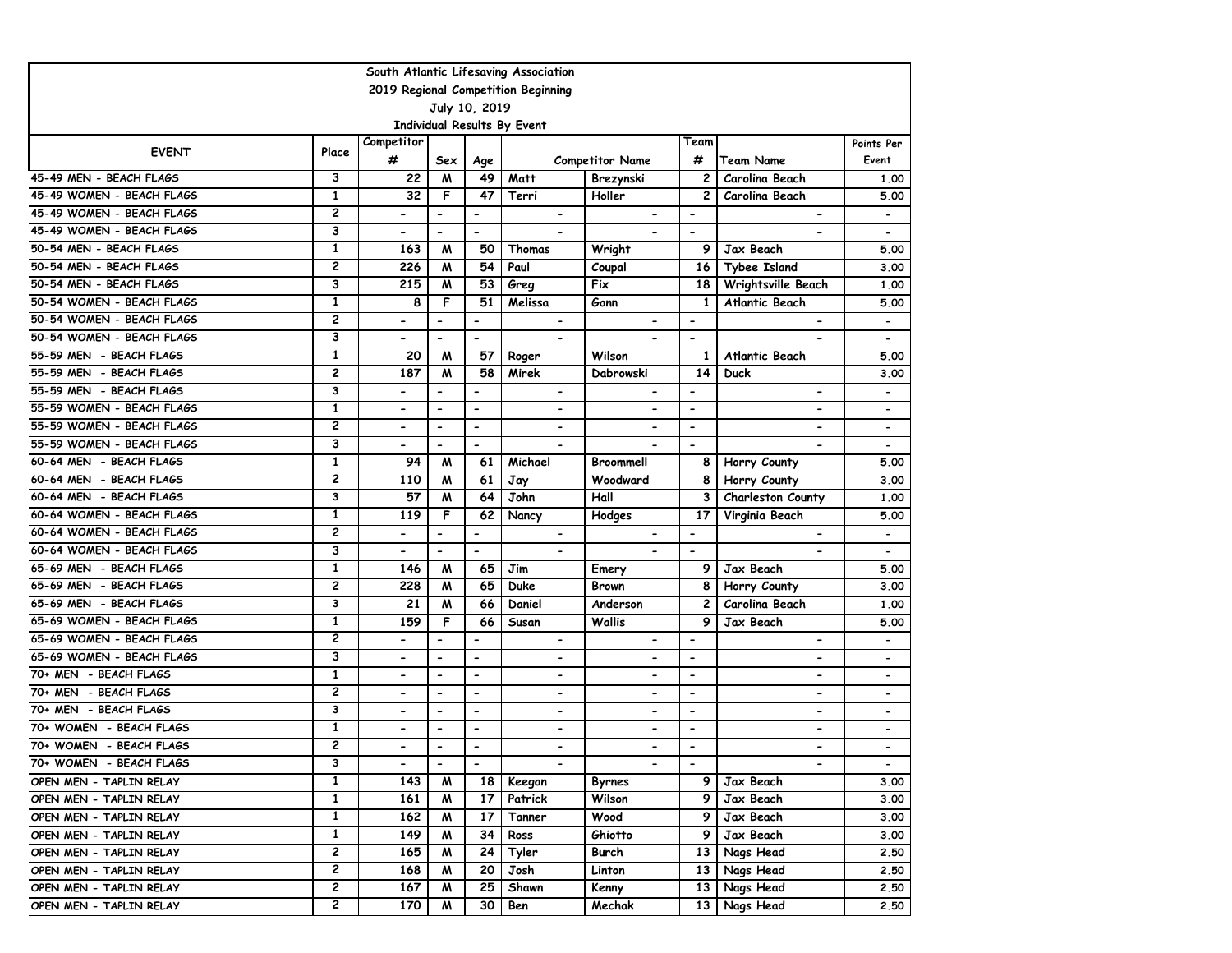| South Atlantic Lifesaving Association | | | | | | | | | |
|---|---|---|---|---|---|---|---|---|---|
| 2019 Regional Competition Beginning | | | | | | | | | |
| July 10, 2019 | | | | | | | | | |
| Individual Results By Event | | | | | | | | | |
| EVENT | Place | Competitor # | Sex | Age | Competitor Name | | Team # | Team Name | Points Per Event |
| 45-49 MEN - BEACH FLAGS | 3 | 22 | M | 49 | Matt | Brezynski | 2 | Carolina Beach | 1.00 |
| 45-49 WOMEN - BEACH FLAGS | 1 | 32 | F | 47 | Terri | Holler | 2 | Carolina Beach | 5.00 |
| 45-49 WOMEN - BEACH FLAGS | 2 | - | - | - | - | - | - | - | - |
| 45-49 WOMEN - BEACH FLAGS | 3 | - | - | - | - | - | - | - | - |
| 50-54 MEN - BEACH FLAGS | 1 | 163 | M | 50 | Thomas | Wright | 9 | Jax Beach | 5.00 |
| 50-54 MEN - BEACH FLAGS | 2 | 226 | M | 54 | Paul | Coupal | 16 | Tybee Island | 3.00 |
| 50-54 MEN - BEACH FLAGS | 3 | 215 | M | 53 | Greg | Fix | 18 | Wrightsville Beach | 1.00 |
| 50-54 WOMEN - BEACH FLAGS | 1 | 8 | F | 51 | Melissa | Gann | 1 | Atlantic Beach | 5.00 |
| 50-54 WOMEN - BEACH FLAGS | 2 | - | - | - | - | - | - | - | - |
| 50-54 WOMEN - BEACH FLAGS | 3 | - | - | - | - | - | - | - | - |
| 55-59 MEN - BEACH FLAGS | 1 | 20 | M | 57 | Roger | Wilson | 1 | Atlantic Beach | 5.00 |
| 55-59 MEN - BEACH FLAGS | 2 | 187 | M | 58 | Mirek | Dabrowski | 14 | Duck | 3.00 |
| 55-59 MEN - BEACH FLAGS | 3 | - | - | - | - | - | - | - | - |
| 55-59 WOMEN - BEACH FLAGS | 1 | - | - | - | - | - | - | - | - |
| 55-59 WOMEN - BEACH FLAGS | 2 | - | - | - | - | - | - | - | - |
| 55-59 WOMEN - BEACH FLAGS | 3 | - | - | - | - | - | - | - | - |
| 60-64 MEN - BEACH FLAGS | 1 | 94 | M | 61 | Michael | Broommell | 8 | Horry County | 5.00 |
| 60-64 MEN - BEACH FLAGS | 2 | 110 | M | 61 | Jay | Woodward | 8 | Horry County | 3.00 |
| 60-64 MEN - BEACH FLAGS | 3 | 57 | M | 64 | John | Hall | 3 | Charleston County | 1.00 |
| 60-64 WOMEN - BEACH FLAGS | 1 | 119 | F | 62 | Nancy | Hodges | 17 | Virginia Beach | 5.00 |
| 60-64 WOMEN - BEACH FLAGS | 2 | - | - | - | - | - | - | - | - |
| 60-64 WOMEN - BEACH FLAGS | 3 | - | - | - | - | - | - | - | - |
| 65-69 MEN - BEACH FLAGS | 1 | 146 | M | 65 | Jim | Emery | 9 | Jax Beach | 5.00 |
| 65-69 MEN - BEACH FLAGS | 2 | 228 | M | 65 | Duke | Brown | 8 | Horry County | 3.00 |
| 65-69 MEN - BEACH FLAGS | 3 | 21 | M | 66 | Daniel | Anderson | 2 | Carolina Beach | 1.00 |
| 65-69 WOMEN - BEACH FLAGS | 1 | 159 | F | 66 | Susan | Wallis | 9 | Jax Beach | 5.00 |
| 65-69 WOMEN - BEACH FLAGS | 2 | - | - | - | - | - | - | - | - |
| 65-69 WOMEN - BEACH FLAGS | 3 | - | - | - | - | - | - | - | - |
| 70+ MEN - BEACH FLAGS | 1 | - | - | - | - | - | - | - | - |
| 70+ MEN - BEACH FLAGS | 2 | - | - | - | - | - | - | - | - |
| 70+ MEN - BEACH FLAGS | 3 | - | - | - | - | - | - | - | - |
| 70+ WOMEN - BEACH FLAGS | 1 | - | - | - | - | - | - | - | - |
| 70+ WOMEN - BEACH FLAGS | 2 | - | - | - | - | - | - | - | - |
| 70+ WOMEN - BEACH FLAGS | 3 | - | - | - | - | - | - | - | - |
| OPEN MEN - TAPLIN RELAY | 1 | 143 | M | 18 | Keegan | Byrnes | 9 | Jax Beach | 3.00 |
| OPEN MEN - TAPLIN RELAY | 1 | 161 | M | 17 | Patrick | Wilson | 9 | Jax Beach | 3.00 |
| OPEN MEN - TAPLIN RELAY | 1 | 162 | M | 17 | Tanner | Wood | 9 | Jax Beach | 3.00 |
| OPEN MEN - TAPLIN RELAY | 1 | 149 | M | 34 | Ross | Ghiotto | 9 | Jax Beach | 3.00 |
| OPEN MEN - TAPLIN RELAY | 2 | 165 | M | 24 | Tyler | Burch | 13 | Nags Head | 2.50 |
| OPEN MEN - TAPLIN RELAY | 2 | 168 | M | 20 | Josh | Linton | 13 | Nags Head | 2.50 |
| OPEN MEN - TAPLIN RELAY | 2 | 167 | M | 25 | Shawn | Kenny | 13 | Nags Head | 2.50 |
| OPEN MEN - TAPLIN RELAY | 2 | 170 | M | 30 | Ben | Mechak | 13 | Nags Head | 2.50 |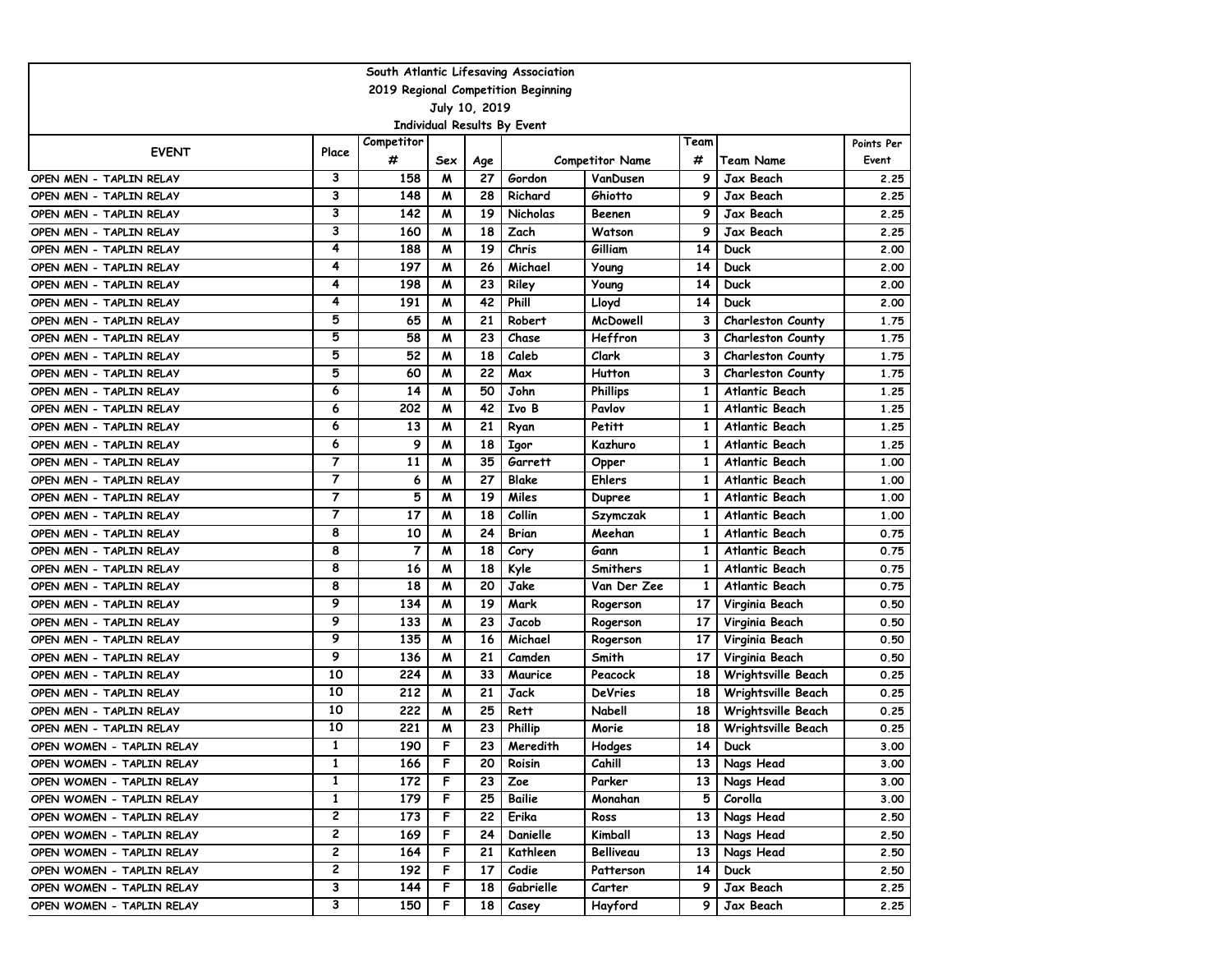| South Atlantic Lifesaving Association | | | | | | | | | |
|---|---|---|---|---|---|---|---|---|---|
| 2019 Regional Competition Beginning | | | | | | | | | |
| July 10, 2019 | | | | | | | | | |
| Individual Results By Event | | | | | | | | | |
| EVENT | Place | Competitor # | Sex | Age | Competitor Name | | Team # | Team Name | Points Per Event |
| OPEN MEN - TAPLIN RELAY | 3 | 158 | M | 27 | Gordon | VanDusen | 9 | Jax Beach | 2.25 |
| OPEN MEN - TAPLIN RELAY | 3 | 148 | M | 28 | Richard | Ghiotto | 9 | Jax Beach | 2.25 |
| OPEN MEN - TAPLIN RELAY | 3 | 142 | M | 19 | Nicholas | Beenen | 9 | Jax Beach | 2.25 |
| OPEN MEN - TAPLIN RELAY | 3 | 160 | M | 18 | Zach | Watson | 9 | Jax Beach | 2.25 |
| OPEN MEN - TAPLIN RELAY | 4 | 188 | M | 19 | Chris | Gilliam | 14 | Duck | 2.00 |
| OPEN MEN - TAPLIN RELAY | 4 | 197 | M | 26 | Michael | Young | 14 | Duck | 2.00 |
| OPEN MEN - TAPLIN RELAY | 4 | 198 | M | 23 | Riley | Young | 14 | Duck | 2.00 |
| OPEN MEN - TAPLIN RELAY | 4 | 191 | M | 42 | Phill | Lloyd | 14 | Duck | 2.00 |
| OPEN MEN - TAPLIN RELAY | 5 | 65 | M | 21 | Robert | McDowell | 3 | Charleston County | 1.75 |
| OPEN MEN - TAPLIN RELAY | 5 | 58 | M | 23 | Chase | Heffron | 3 | Charleston County | 1.75 |
| OPEN MEN - TAPLIN RELAY | 5 | 52 | M | 18 | Caleb | Clark | 3 | Charleston County | 1.75 |
| OPEN MEN - TAPLIN RELAY | 5 | 60 | M | 22 | Max | Hutton | 3 | Charleston County | 1.75 |
| OPEN MEN - TAPLIN RELAY | 6 | 14 | M | 50 | John | Phillips | 1 | Atlantic Beach | 1.25 |
| OPEN MEN - TAPLIN RELAY | 6 | 202 | M | 42 | Ivo B | Pavlov | 1 | Atlantic Beach | 1.25 |
| OPEN MEN - TAPLIN RELAY | 6 | 13 | M | 21 | Ryan | Petitt | 1 | Atlantic Beach | 1.25 |
| OPEN MEN - TAPLIN RELAY | 6 | 9 | M | 18 | Igor | Kazhuro | 1 | Atlantic Beach | 1.25 |
| OPEN MEN - TAPLIN RELAY | 7 | 11 | M | 35 | Garrett | Opper | 1 | Atlantic Beach | 1.00 |
| OPEN MEN - TAPLIN RELAY | 7 | 6 | M | 27 | Blake | Ehlers | 1 | Atlantic Beach | 1.00 |
| OPEN MEN - TAPLIN RELAY | 7 | 5 | M | 19 | Miles | Dupree | 1 | Atlantic Beach | 1.00 |
| OPEN MEN - TAPLIN RELAY | 7 | 17 | M | 18 | Collin | Szymczak | 1 | Atlantic Beach | 1.00 |
| OPEN MEN - TAPLIN RELAY | 8 | 10 | M | 24 | Brian | Meehan | 1 | Atlantic Beach | 0.75 |
| OPEN MEN - TAPLIN RELAY | 8 | 7 | M | 18 | Cory | Gann | 1 | Atlantic Beach | 0.75 |
| OPEN MEN - TAPLIN RELAY | 8 | 16 | M | 18 | Kyle | Smithers | 1 | Atlantic Beach | 0.75 |
| OPEN MEN - TAPLIN RELAY | 8 | 18 | M | 20 | Jake | Van Der Zee | 1 | Atlantic Beach | 0.75 |
| OPEN MEN - TAPLIN RELAY | 9 | 134 | M | 19 | Mark | Rogerson | 17 | Virginia Beach | 0.50 |
| OPEN MEN - TAPLIN RELAY | 9 | 133 | M | 23 | Jacob | Rogerson | 17 | Virginia Beach | 0.50 |
| OPEN MEN - TAPLIN RELAY | 9 | 135 | M | 16 | Michael | Rogerson | 17 | Virginia Beach | 0.50 |
| OPEN MEN - TAPLIN RELAY | 9 | 136 | M | 21 | Camden | Smith | 17 | Virginia Beach | 0.50 |
| OPEN MEN - TAPLIN RELAY | 10 | 224 | M | 33 | Maurice | Peacock | 18 | Wrightsville Beach | 0.25 |
| OPEN MEN - TAPLIN RELAY | 10 | 212 | M | 21 | Jack | DeVries | 18 | Wrightsville Beach | 0.25 |
| OPEN MEN - TAPLIN RELAY | 10 | 222 | M | 25 | Rett | Nabell | 18 | Wrightsville Beach | 0.25 |
| OPEN MEN - TAPLIN RELAY | 10 | 221 | M | 23 | Phillip | Morie | 18 | Wrightsville Beach | 0.25 |
| OPEN WOMEN - TAPLIN RELAY | 1 | 190 | F | 23 | Meredith | Hodges | 14 | Duck | 3.00 |
| OPEN WOMEN - TAPLIN RELAY | 1 | 166 | F | 20 | Roisin | Cahill | 13 | Nags Head | 3.00 |
| OPEN WOMEN - TAPLIN RELAY | 1 | 172 | F | 23 | Zoe | Parker | 13 | Nags Head | 3.00 |
| OPEN WOMEN - TAPLIN RELAY | 1 | 179 | F | 25 | Bailie | Monahan | 5 | Corolla | 3.00 |
| OPEN WOMEN - TAPLIN RELAY | 2 | 173 | F | 22 | Erika | Ross | 13 | Nags Head | 2.50 |
| OPEN WOMEN - TAPLIN RELAY | 2 | 169 | F | 24 | Danielle | Kimball | 13 | Nags Head | 2.50 |
| OPEN WOMEN - TAPLIN RELAY | 2 | 164 | F | 21 | Kathleen | Belliveau | 13 | Nags Head | 2.50 |
| OPEN WOMEN - TAPLIN RELAY | 2 | 192 | F | 17 | Codie | Patterson | 14 | Duck | 2.50 |
| OPEN WOMEN - TAPLIN RELAY | 3 | 144 | F | 18 | Gabrielle | Carter | 9 | Jax Beach | 2.25 |
| OPEN WOMEN - TAPLIN RELAY | 3 | 150 | F | 18 | Casey | Hayford | 9 | Jax Beach | 2.25 |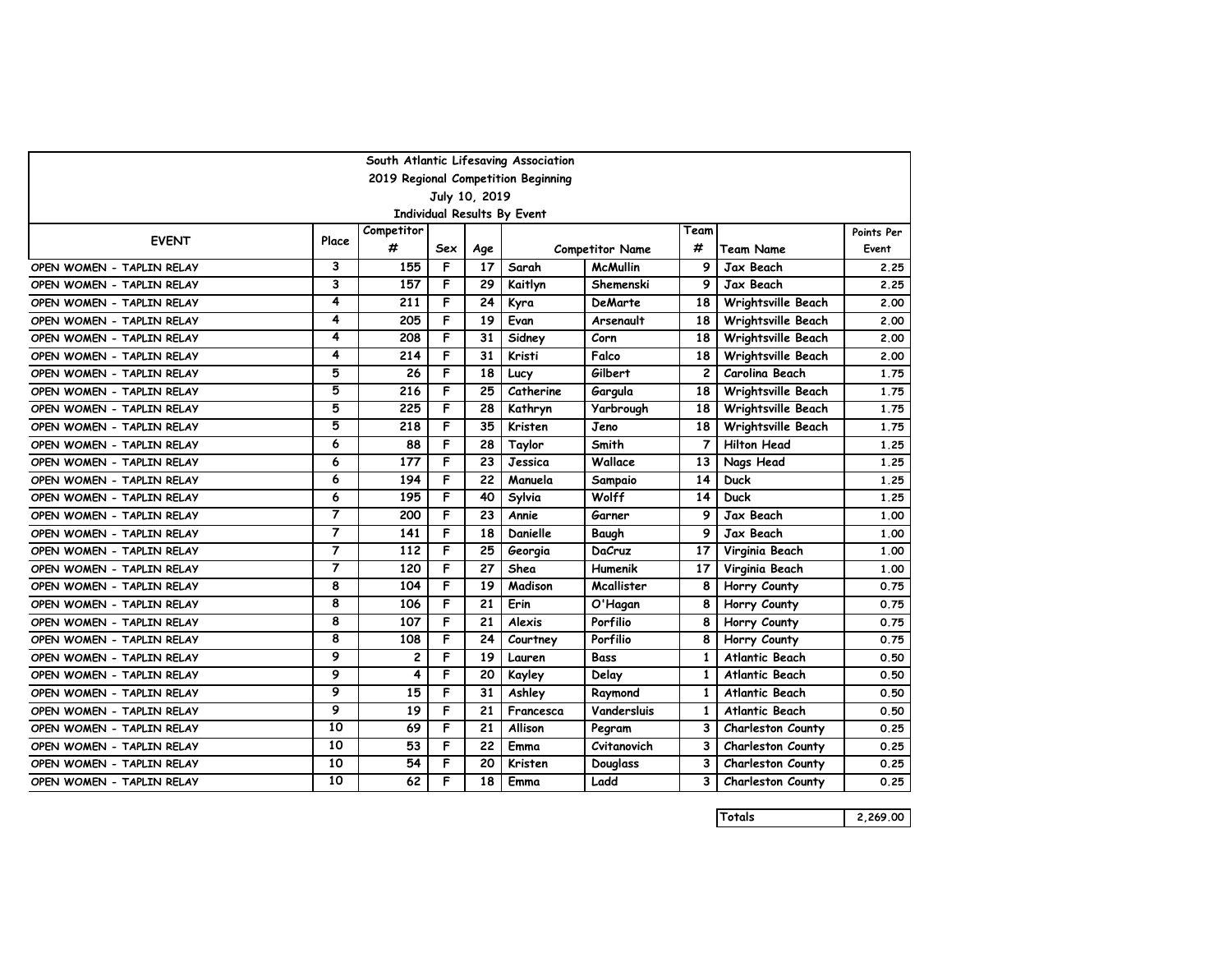South Atlantic Lifesaving Association

2019 Regional Competition Beginning

July 10, 2019

Individual Results By Event

| EVENT | Place | Competitor # | Sex | Age | Competitor Name | | Team # | Team Name | Points Per Event |
|---|---|---|---|---|---|---|---|---|---|
| OPEN WOMEN - TAPLIN RELAY | 3 | 155 | F | 17 | Sarah | McMullin | 9 | Jax Beach | 2.25 |
| OPEN WOMEN - TAPLIN RELAY | 3 | 157 | F | 29 | Kaitlyn | Shemenski | 9 | Jax Beach | 2.25 |
| OPEN WOMEN - TAPLIN RELAY | 4 | 211 | F | 24 | Kyra | DeMarte | 18 | Wrightsville Beach | 2.00 |
| OPEN WOMEN - TAPLIN RELAY | 4 | 205 | F | 19 | Evan | Arsenault | 18 | Wrightsville Beach | 2.00 |
| OPEN WOMEN - TAPLIN RELAY | 4 | 208 | F | 31 | Sidney | Corn | 18 | Wrightsville Beach | 2.00 |
| OPEN WOMEN - TAPLIN RELAY | 4 | 214 | F | 31 | Kristi | Falco | 18 | Wrightsville Beach | 2.00 |
| OPEN WOMEN - TAPLIN RELAY | 5 | 26 | F | 18 | Lucy | Gilbert | 2 | Carolina Beach | 1.75 |
| OPEN WOMEN - TAPLIN RELAY | 5 | 216 | F | 25 | Catherine | Gargula | 18 | Wrightsville Beach | 1.75 |
| OPEN WOMEN - TAPLIN RELAY | 5 | 225 | F | 28 | Kathryn | Yarbrough | 18 | Wrightsville Beach | 1.75 |
| OPEN WOMEN - TAPLIN RELAY | 5 | 218 | F | 35 | Kristen | Jeno | 18 | Wrightsville Beach | 1.75 |
| OPEN WOMEN - TAPLIN RELAY | 6 | 88 | F | 28 | Taylor | Smith | 7 | Hilton Head | 1.25 |
| OPEN WOMEN - TAPLIN RELAY | 6 | 177 | F | 23 | Jessica | Wallace | 13 | Nags Head | 1.25 |
| OPEN WOMEN - TAPLIN RELAY | 6 | 194 | F | 22 | Manuela | Sampaio | 14 | Duck | 1.25 |
| OPEN WOMEN - TAPLIN RELAY | 6 | 195 | F | 40 | Sylvia | Wolff | 14 | Duck | 1.25 |
| OPEN WOMEN - TAPLIN RELAY | 7 | 200 | F | 23 | Annie | Garner | 9 | Jax Beach | 1.00 |
| OPEN WOMEN - TAPLIN RELAY | 7 | 141 | F | 18 | Danielle | Baugh | 9 | Jax Beach | 1.00 |
| OPEN WOMEN - TAPLIN RELAY | 7 | 112 | F | 25 | Georgia | DaCruz | 17 | Virginia Beach | 1.00 |
| OPEN WOMEN - TAPLIN RELAY | 7 | 120 | F | 27 | Shea | Humenik | 17 | Virginia Beach | 1.00 |
| OPEN WOMEN - TAPLIN RELAY | 8 | 104 | F | 19 | Madison | Mcallister | 8 | Horry County | 0.75 |
| OPEN WOMEN - TAPLIN RELAY | 8 | 106 | F | 21 | Erin | O'Hagan | 8 | Horry County | 0.75 |
| OPEN WOMEN - TAPLIN RELAY | 8 | 107 | F | 21 | Alexis | Porfilio | 8 | Horry County | 0.75 |
| OPEN WOMEN - TAPLIN RELAY | 8 | 108 | F | 24 | Courtney | Porfilio | 8 | Horry County | 0.75 |
| OPEN WOMEN - TAPLIN RELAY | 9 | 2 | F | 19 | Lauren | Bass | 1 | Atlantic Beach | 0.50 |
| OPEN WOMEN - TAPLIN RELAY | 9 | 4 | F | 20 | Kayley | Delay | 1 | Atlantic Beach | 0.50 |
| OPEN WOMEN - TAPLIN RELAY | 9 | 15 | F | 31 | Ashley | Raymond | 1 | Atlantic Beach | 0.50 |
| OPEN WOMEN - TAPLIN RELAY | 9 | 19 | F | 21 | Francesca | Vandersluis | 1 | Atlantic Beach | 0.50 |
| OPEN WOMEN - TAPLIN RELAY | 10 | 69 | F | 21 | Allison | Pegram | 3 | Charleston County | 0.25 |
| OPEN WOMEN - TAPLIN RELAY | 10 | 53 | F | 22 | Emma | Cvitanovich | 3 | Charleston County | 0.25 |
| OPEN WOMEN - TAPLIN RELAY | 10 | 54 | F | 20 | Kristen | Douglass | 3 | Charleston County | 0.25 |
| OPEN WOMEN - TAPLIN RELAY | 10 | 62 | F | 18 | Emma | Ladd | 3 | Charleston County | 0.25 |

| | |
|---|---|
| Totals | 2,269.00 |